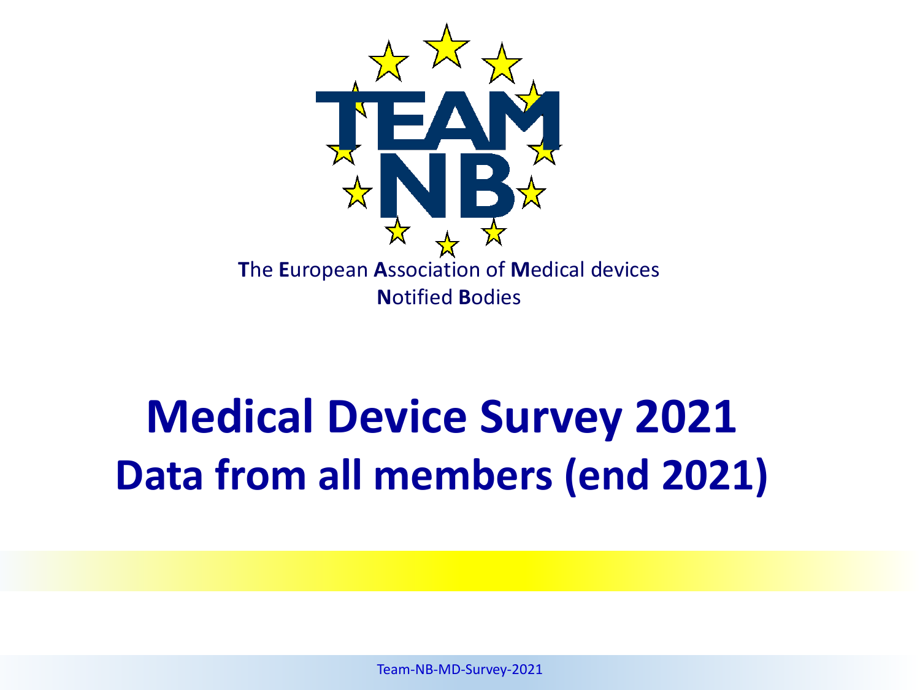TEAM NB

The **E**uropean **A**ssociation of **M**edical devices **N**otified **B**odies

# Medical Device Survey 2021

## Data from all members (end 2021)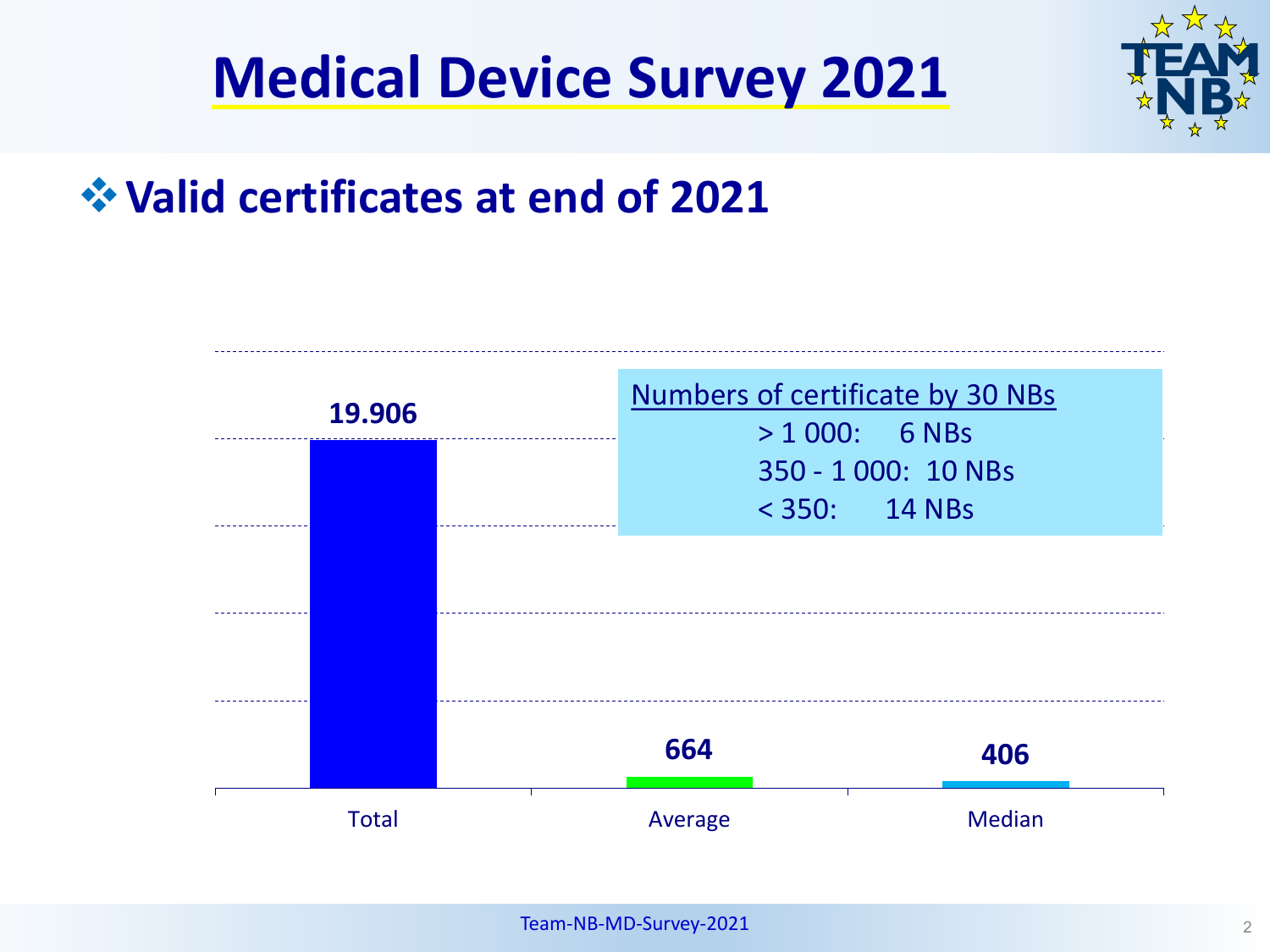# Medical Device Survey 2021

## ❖ Valid certificates at end of 2021

| | Total | Average | Median |
|---|---|---|---|
| Valid certificates | 19.906 | 664 | 406 |

Numbers of certificate by 30 NBs

- > 1 000: 6 NBs
- 350 - 1 000: 10 NBs
- < 350: 14 NBs

Team-NB-MD-Survey-2021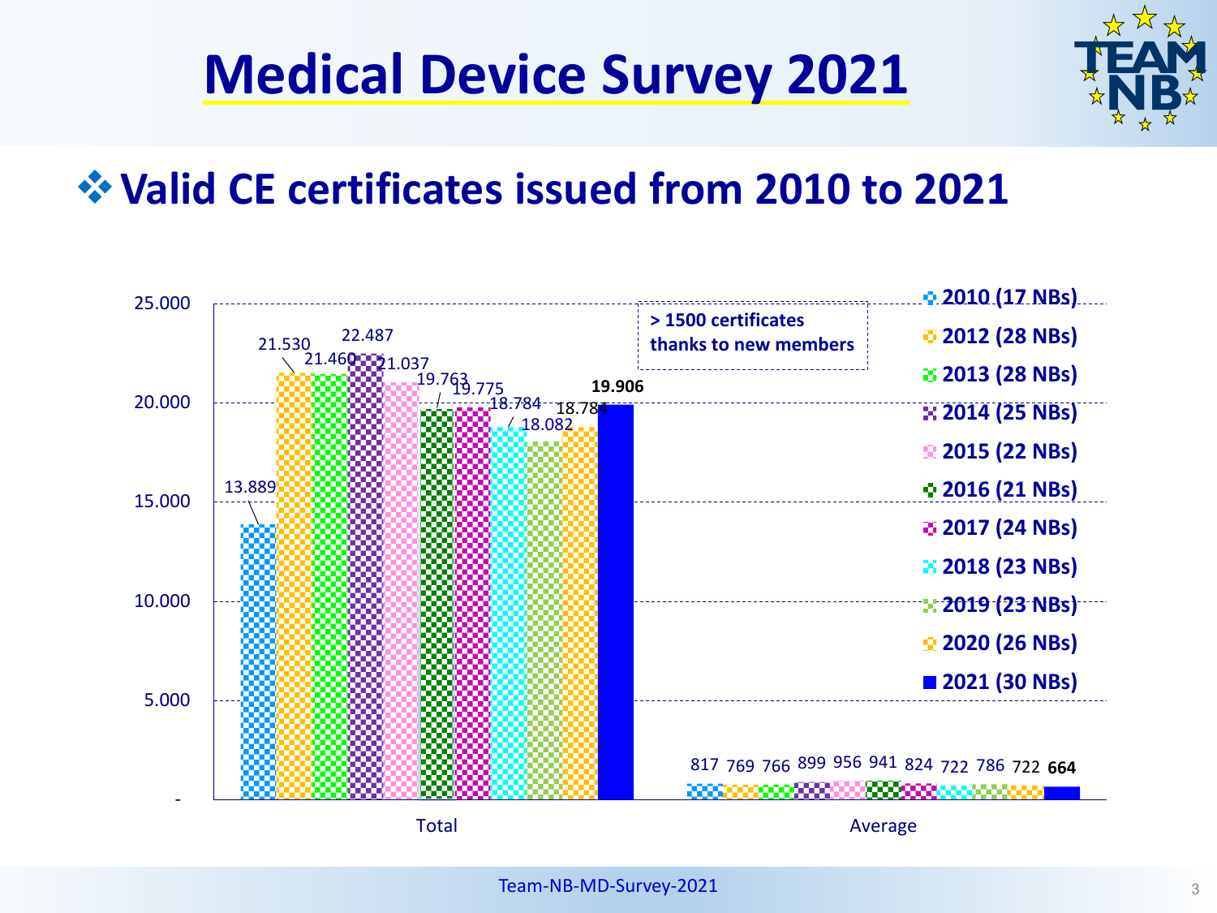# Medical Device Survey 2021

## ❖ Valid CE certificates issued from 2010 to 2021

| Year | Total | Average |
|---|---|---|
| 2010 (17 NBs) | 13.889 | 817 |
| 2012 (28 NBs) | 21.530 | 769 |
| 2013 (28 NBs) | 21.460 | 766 |
| 2014 (25 NBs) | 22.487 | 899 |
| 2015 (22 NBs) | 21.037 | 956 |
| 2016 (21 NBs) | 19.763 | 941 |
| 2017 (24 NBs) | 19.775 | 824 |
| 2018 (23 NBs) | 18.784 | 722 |
| 2019 (23 NBs) | 18.082 | 786 |
| 2020 (26 NBs) | 18.784 | 722 |
| **2021 (30 NBs)** | **19.906** | **664** |

**> 1500 certificates thanks to new members**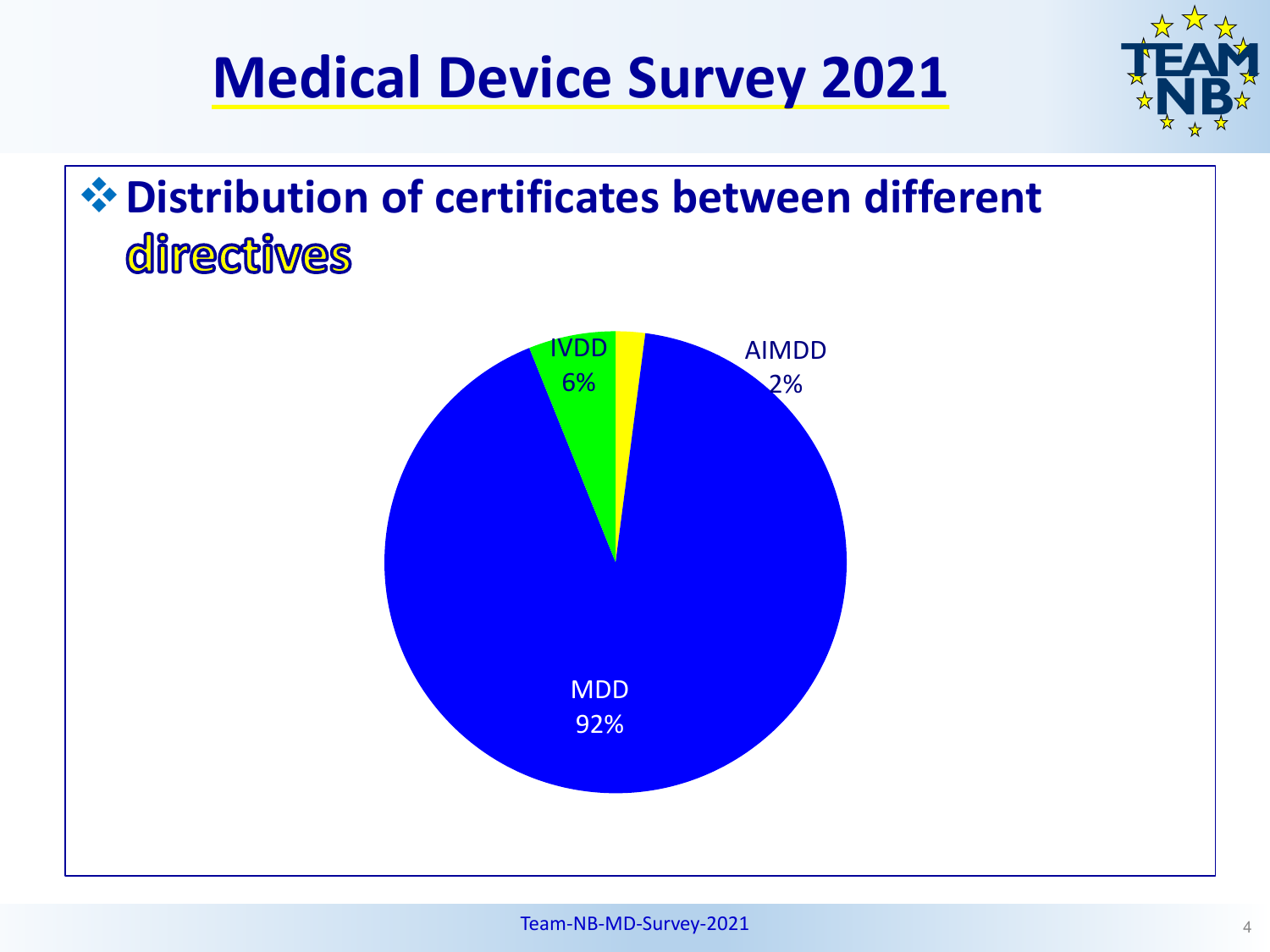# Medical Device Survey 2021

## ❖ Distribution of certificates between different directives

IVDD 6%

AIMDD 2%

MDD 92%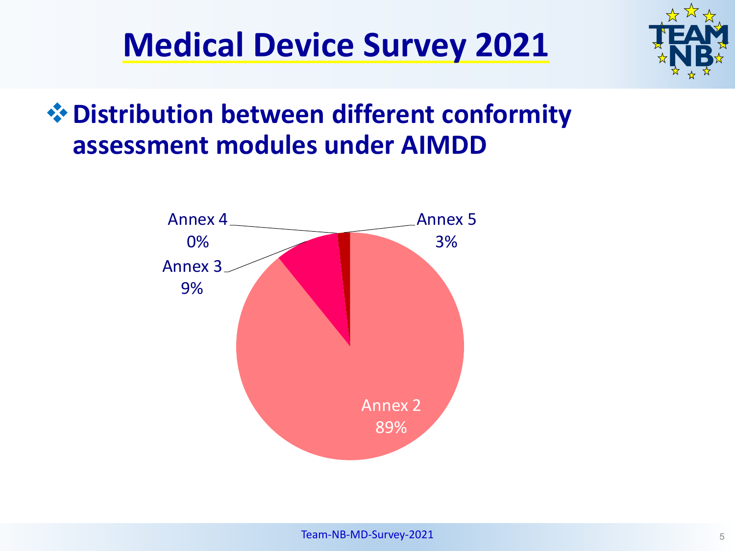# Medical Device Survey 2021

## ❖ Distribution between different conformity assessment modules under AIMDD

| Module | Share |
|---|---|
| Annex 2 | 89% |
| Annex 3 | 9% |
| Annex 4 | 0% |
| Annex 5 | 3% |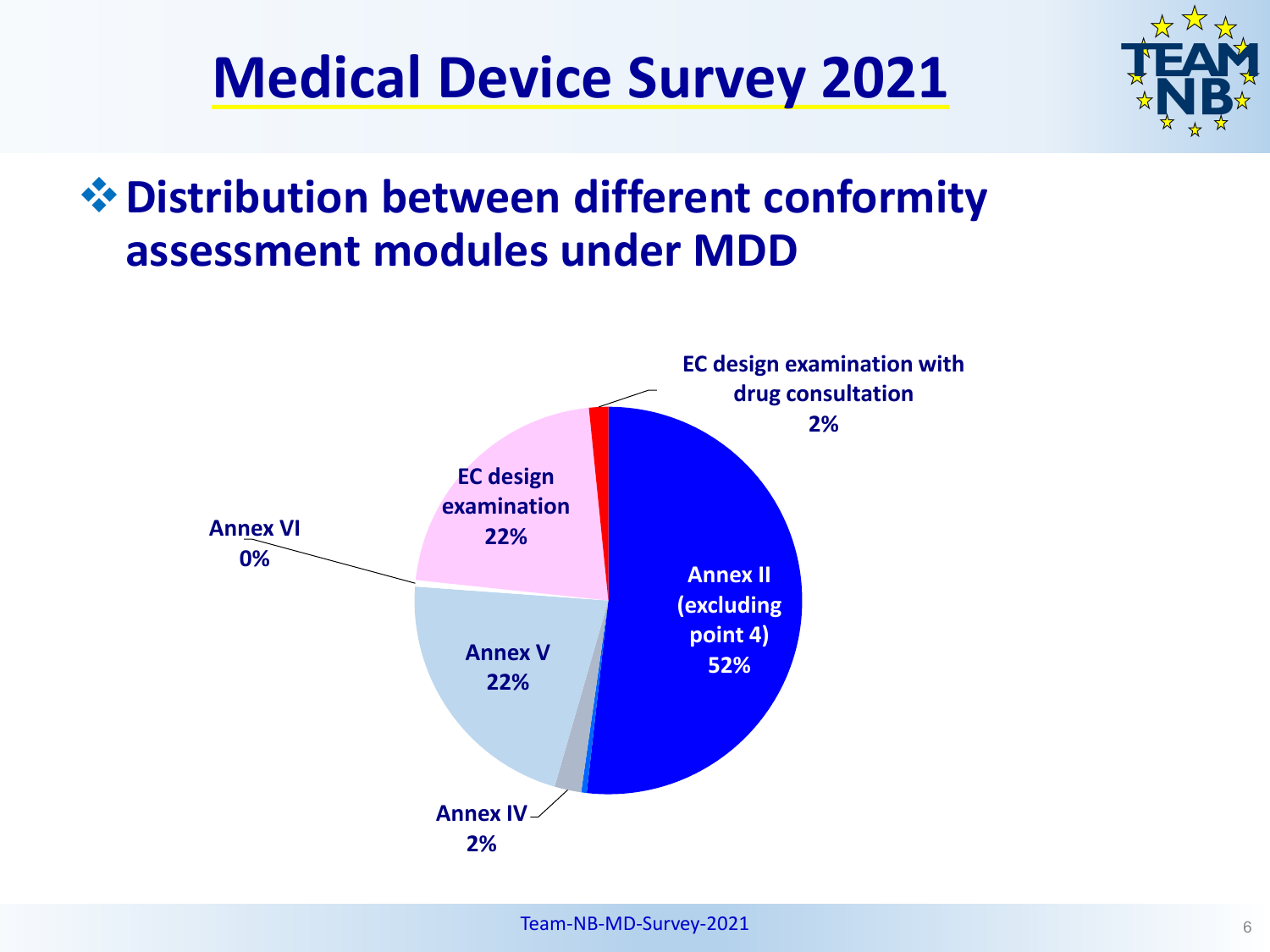# Medical Device Survey 2021

## ❖ Distribution between different conformity assessment modules under MDD

EC design examination with drug consultation 2%

EC design examination 22%

Annex VI 0%

Annex II (excluding point 4) 52%

Annex V 22%

Annex IV 2%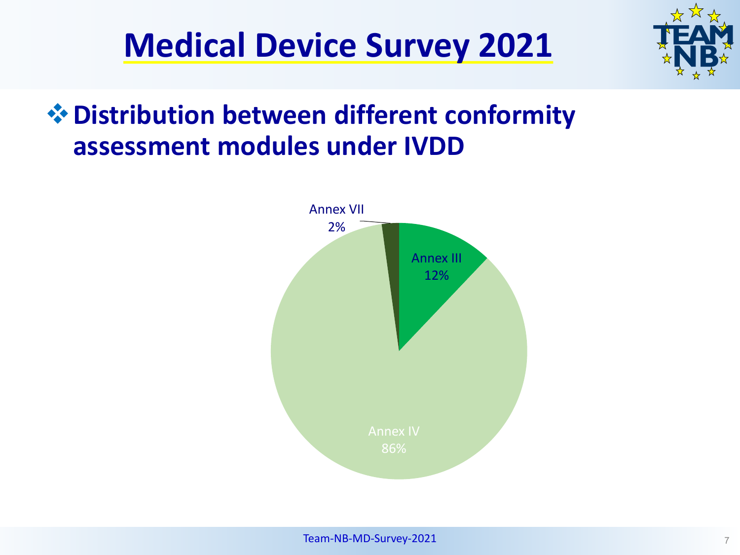# Medical Device Survey 2021

## ❖ Distribution between different conformity assessment modules under IVDD

Annex VII
2%

Annex III
12%

Annex IV
86%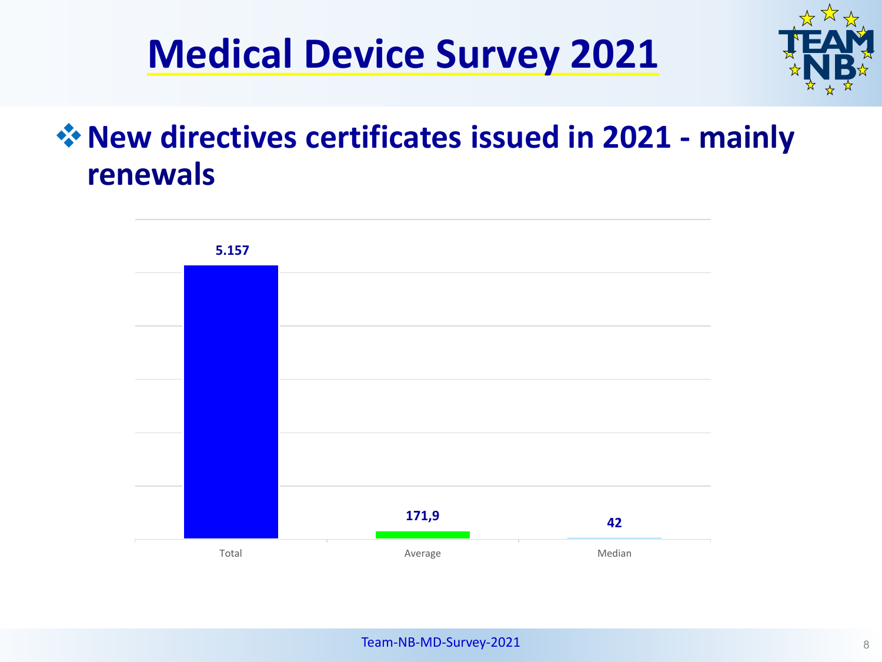# Medical Device Survey 2021

## ❖ New directives certificates issued in 2021 - mainly renewals

| Total | Average | Median |
|---|---|---|
| 5.157 | 171,9 | 42 |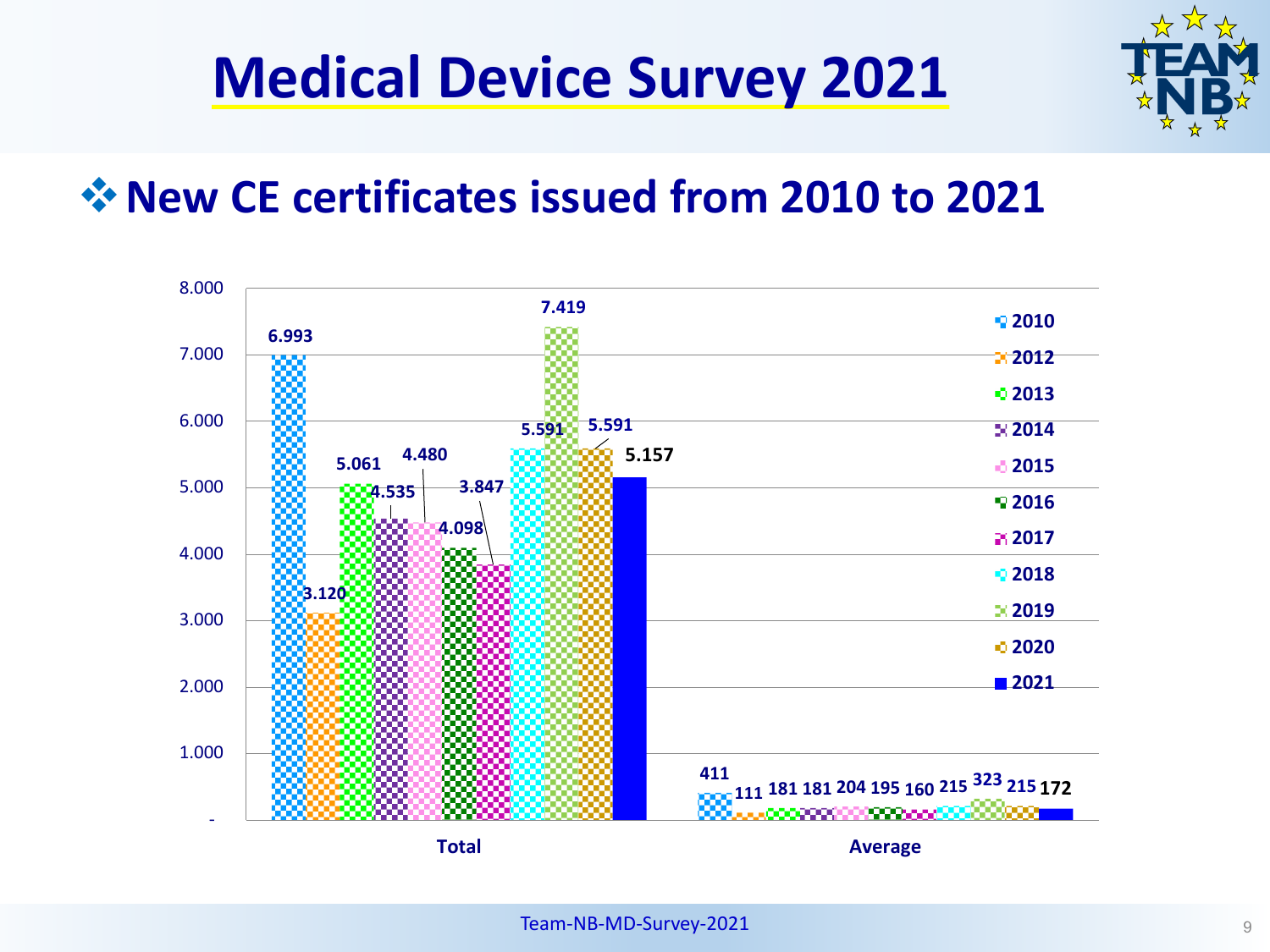# Medical Device Survey 2021

## New CE certificates issued from 2010 to 2021

| Year | Total | Average |
|---|---|---|
| 2010 | 6.993 | 411 |
| 2012 | 3.120 | 111 |
| 2013 | 5.061 | 181 |
| 2014 | 4.535 | 181 |
| 2015 | 4.480 | 204 |
| 2016 | 4.098 | 195 |
| 2017 | 3.847 | 160 |
| 2018 | 5.591 | 215 |
| 2019 | 7.419 | 323 |
| 2020 | 5.591 | 215 |
| 2021 | 5.157 | 172 |

Team-NB-MD-Survey-2021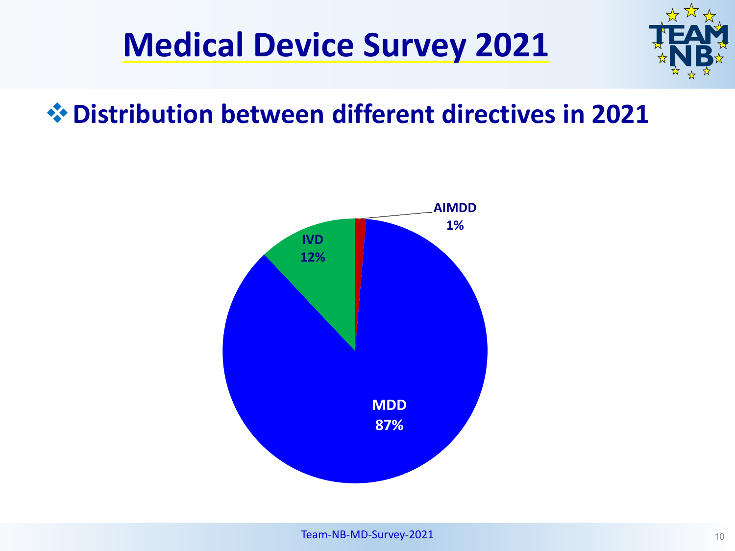# Medical Device Survey 2021

## ❖ Distribution between different directives in 2021

AIMDD 1%

IVD 12%

MDD 87%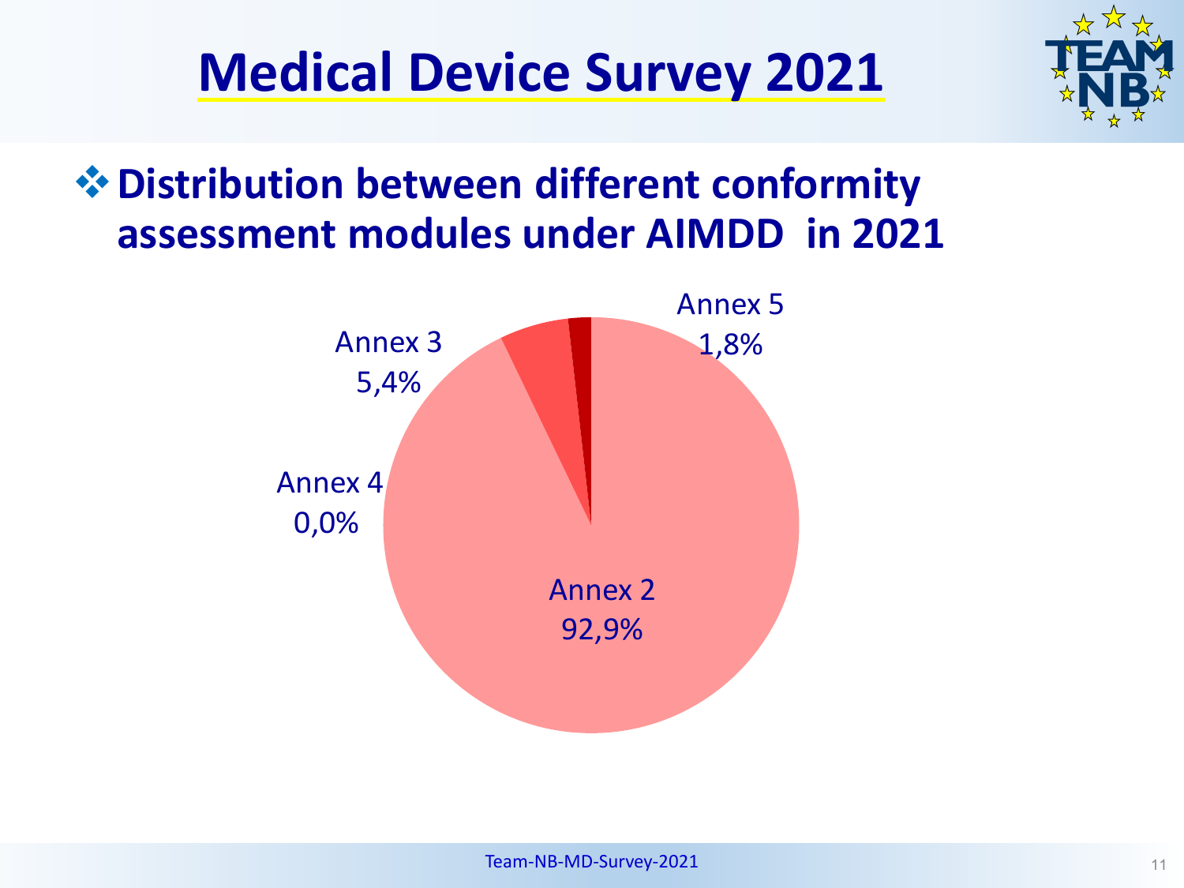# Medical Device Survey 2021

## Distribution between different conformity assessment modules under AIMDD in 2021

| Module | Share |
|---|---|
| Annex 2 | 92,9% |
| Annex 3 | 5,4% |
| Annex 4 | 0,0% |
| Annex 5 | 1,8% |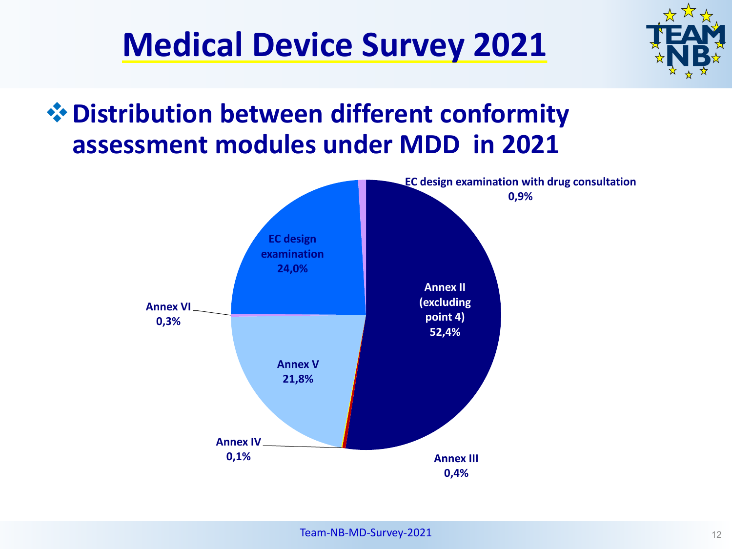# Medical Device Survey 2021

## ❖ Distribution between different conformity assessment modules under MDD in 2021

| Conformity assessment module | Share |
|---|---|
| Annex II (excluding point 4) | 52,4% |
| EC design examination | 24,0% |
| Annex V | 21,8% |
| EC design examination with drug consultation | 0,9% |
| Annex III | 0,4% |
| Annex VI | 0,3% |
| Annex IV | 0,1% |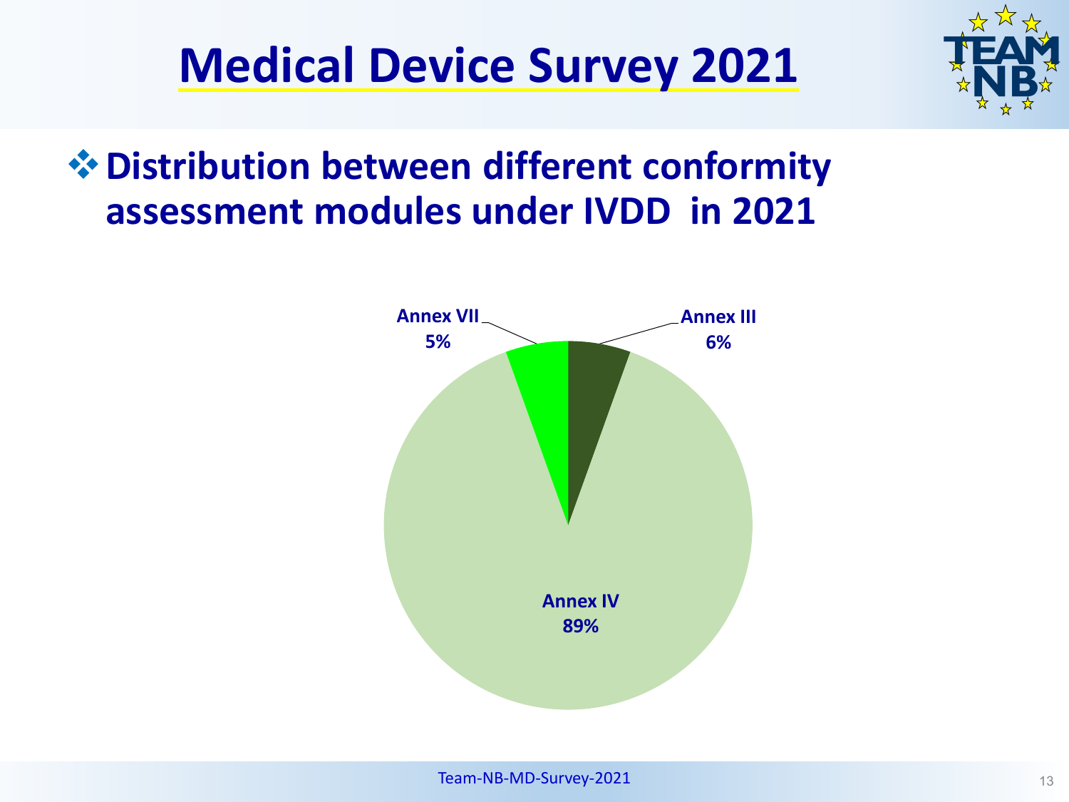# Medical Device Survey 2021

## Distribution between different conformity assessment modules under IVDD in 2021

| Module | Share |
| --- | --- |
| Annex III | 6% |
| Annex IV | 89% |
| Annex VII | 5% |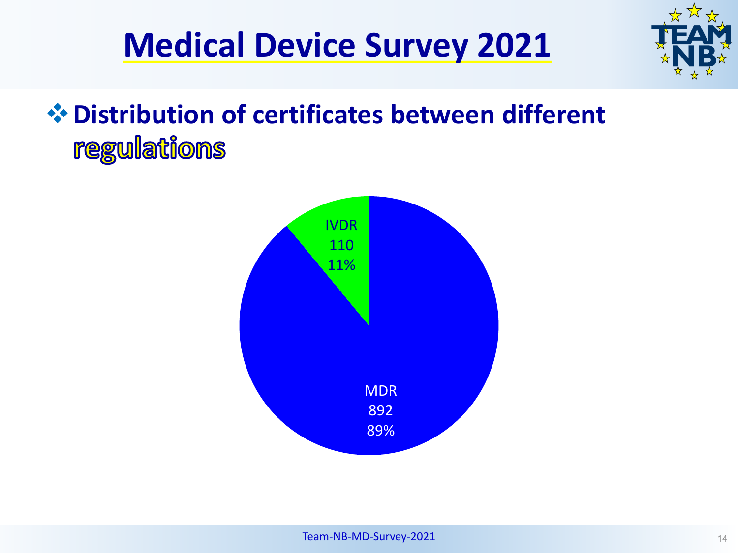# Medical Device Survey 2021

## ❖ Distribution of certificates between different regulations

IVDR
110
11%

MDR
892
89%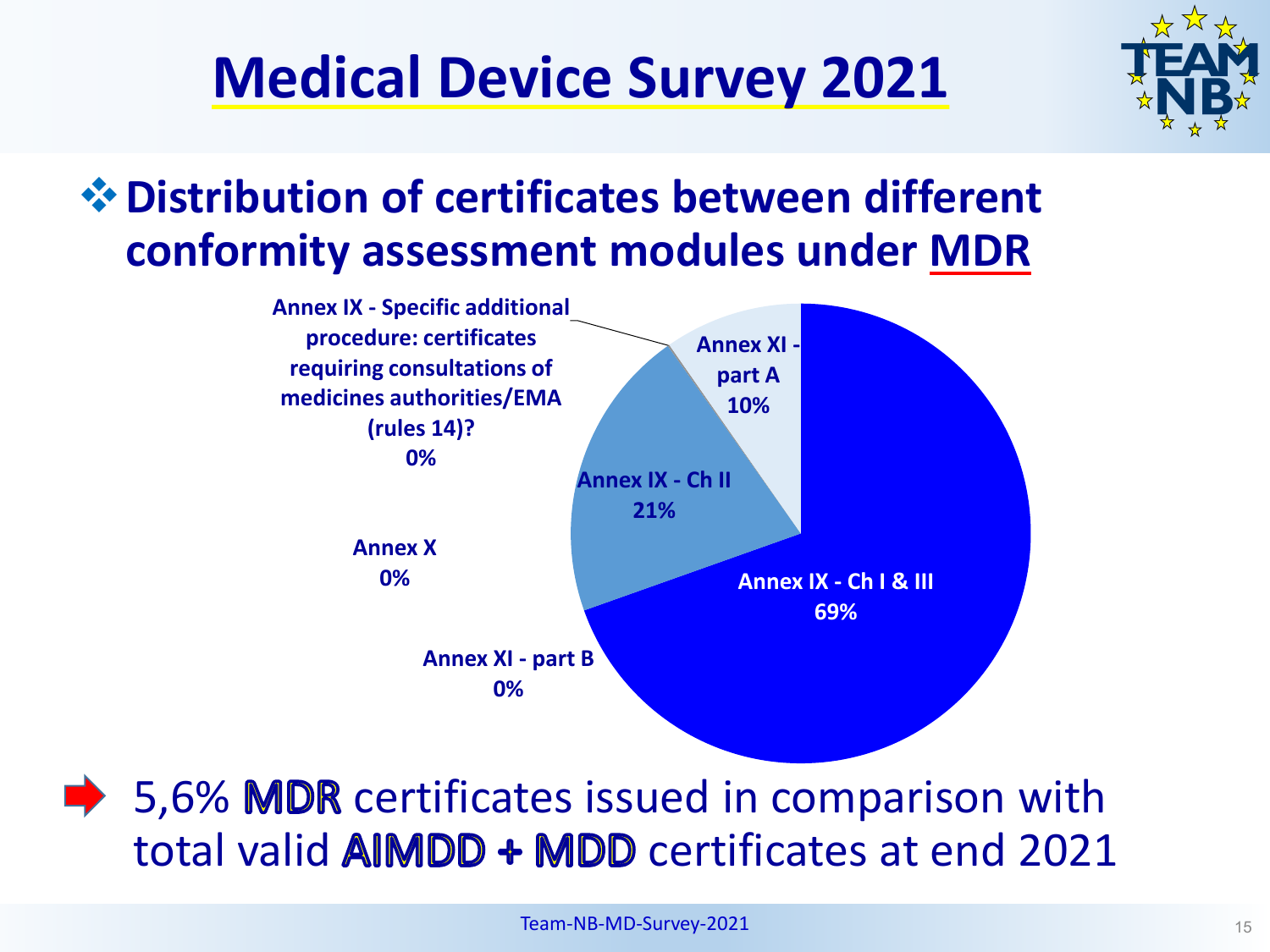# Medical Device Survey 2021

## Distribution of certificates between different conformity assessment modules under MDR

| Module | Share |
| --- | --- |
| Annex IX - Ch I & III | 69% |
| Annex IX - Ch II | 21% |
| Annex XI - part A | 10% |
| Annex IX - Specific additional procedure: certificates requiring consultations of medicines authorities/EMA (rules 14)? | 0% |
| Annex X | 0% |
| Annex XI - part B | 0% |

➡ 5,6% MDR certificates issued in comparison with total valid AIMDD + MDD certificates at end 2021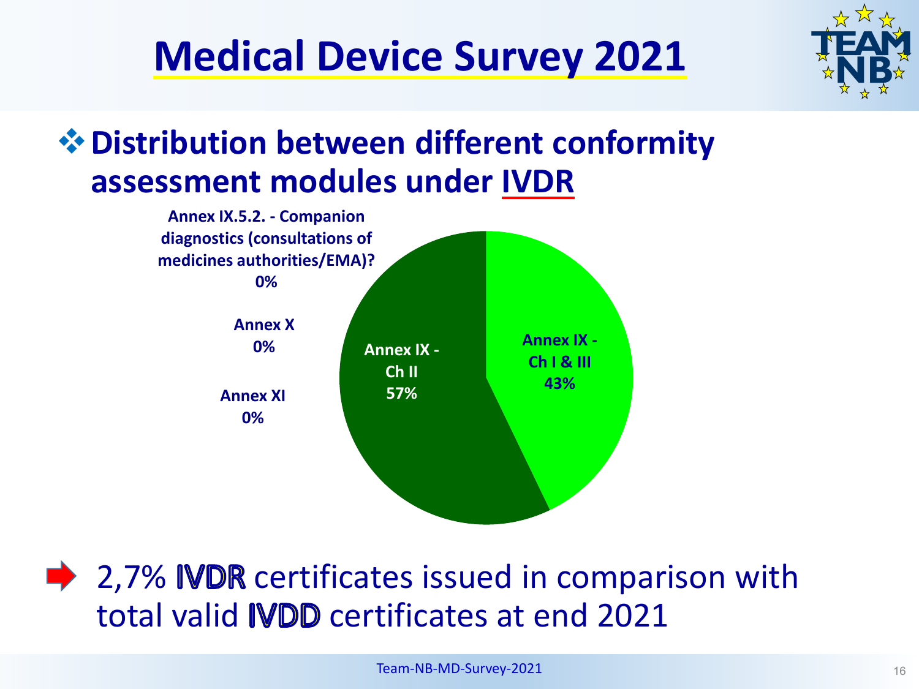# Medical Device Survey 2021

## Distribution between different conformity assessment modules under IVDR

| Module | Share |
|---|---|
| Annex IX - Ch I & III | 43% |
| Annex IX - Ch II | 57% |
| Annex IX.5.2. - Companion diagnostics (consultations of medicines authorities/EMA)? | 0% |
| Annex X | 0% |
| Annex XI | 0% |

➡ 2,7% IVDR certificates issued in comparison with total valid IVDD certificates at end 2021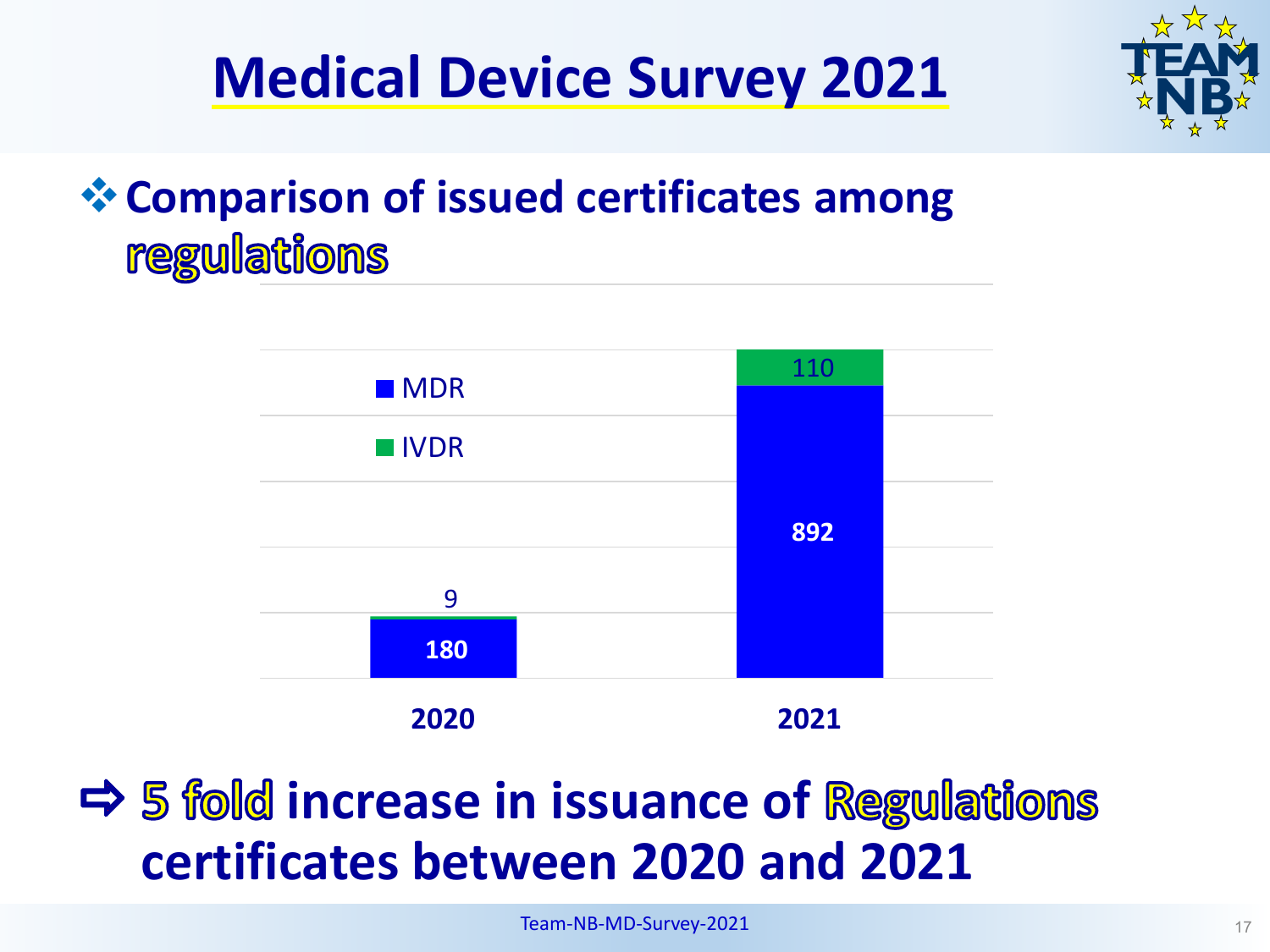# Medical Device Survey 2021

## ❖ Comparison of issued certificates among regulations

| | MDR | IVDR |
|---|---|---|
| 2020 | 180 | 9 |
| 2021 | 892 | 110 |

⇨ **5 fold increase in issuance of Regulations certificates between 2020 and 2021**

Team-NB-MD-Survey-2021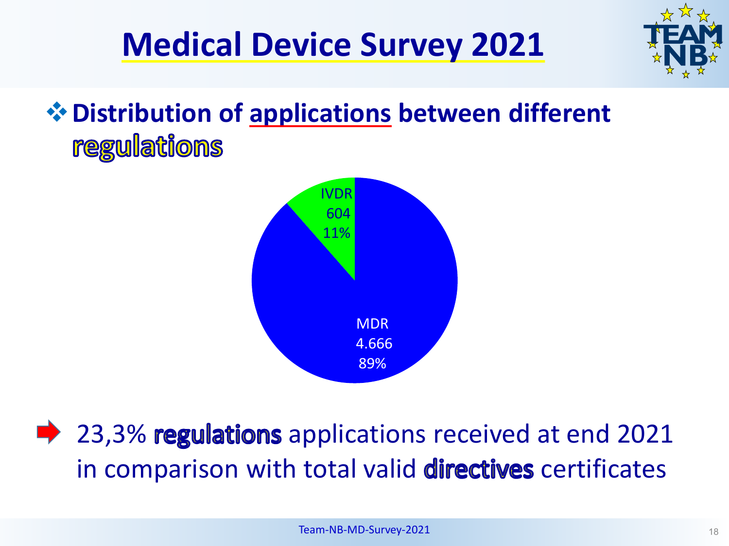# Medical Device Survey 2021

## Distribution of applications between different regulations

| Regulation | Applications | Share |
|---|---|---|
| IVDR | 604 | 11% |
| MDR | 4.666 | 89% |

➡ 23,3% regulations applications received at end 2021 in comparison with total valid directives certificates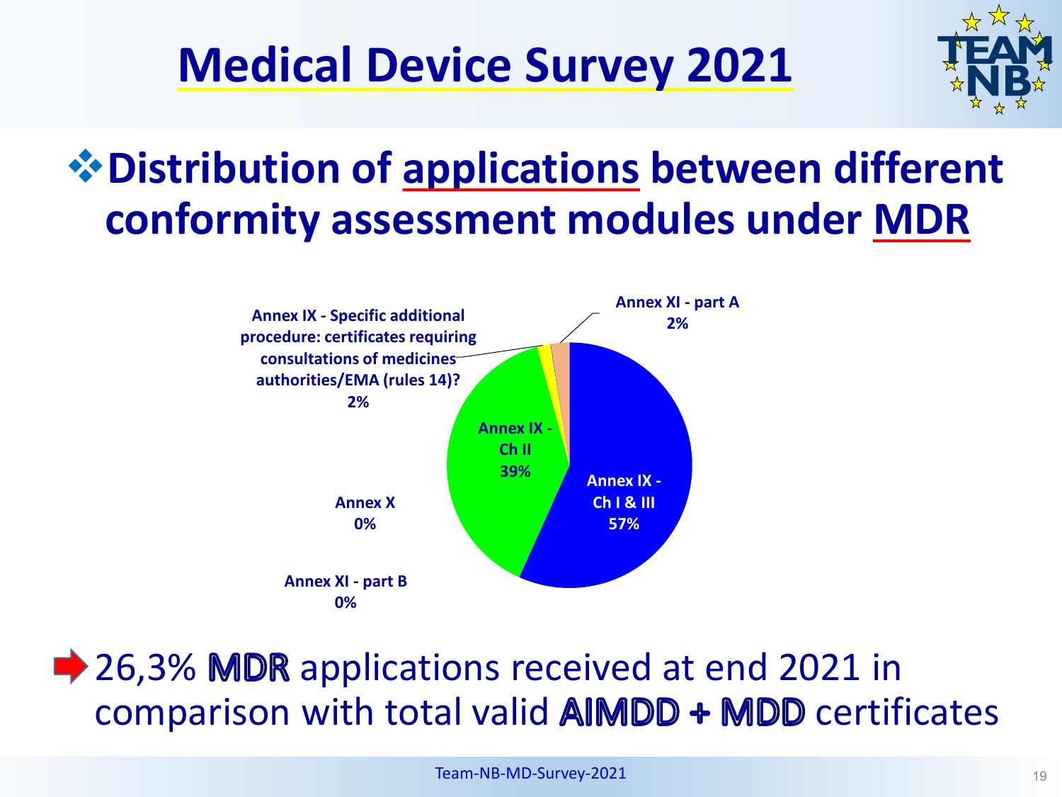# Medical Device Survey 2021

## Distribution of applications between different conformity assessment modules under MDR

| Conformity assessment module | Share |
| --- | --- |
| Annex IX - Ch I & III | 57% |
| Annex IX - Ch II | 39% |
| Annex IX - Specific additional procedure: certificates requiring consultations of medicines authorities/EMA (rules 14)? | 2% |
| Annex XI - part A | 2% |
| Annex X | 0% |
| Annex XI - part B | 0% |

➡ 26,3% MDR applications received at end 2021 in comparison with total valid AIMDD + MDD certificates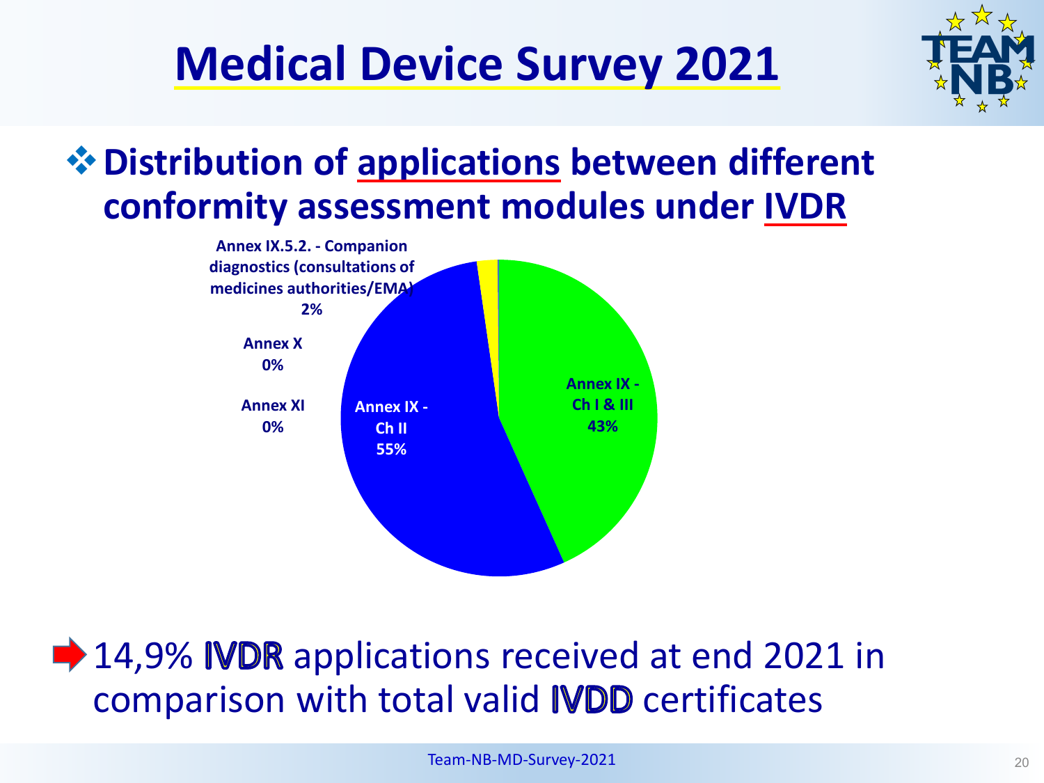# Medical Device Survey 2021

## ❖ Distribution of applications between different conformity assessment modules under IVDR

| Module | Share |
| --- | --- |
| Annex IX - Ch I & III | 43% |
| Annex IX - Ch II | 55% |
| Annex IX.5.2. - Companion diagnostics (consultations of medicines authorities/EMA) | 2% |
| Annex X | 0% |
| Annex XI | 0% |

➡ 14,9% IVDR applications received at end 2021 in comparison with total valid IVDD certificates

Team-NB-MD-Survey-2021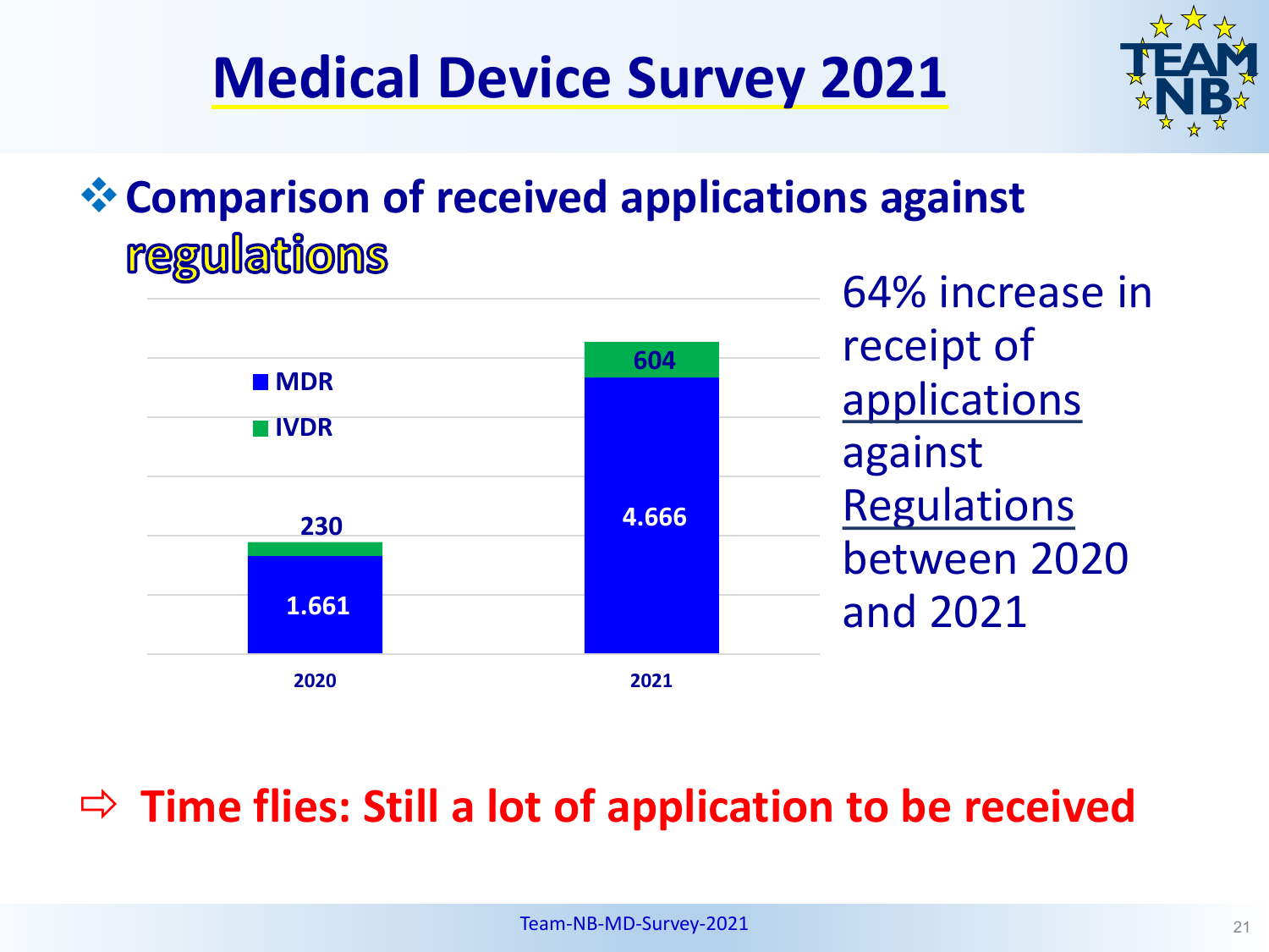# Medical Device Survey 2021

## ❖ Comparison of received applications against regulations

| | 2020 | 2021 |
| --- | --- | --- |
| MDR | 1.661 | 4.666 |
| IVDR | 230 | 604 |

64% increase in receipt of applications against Regulations between 2020 and 2021

⇨ **Time flies: Still a lot of application to be received**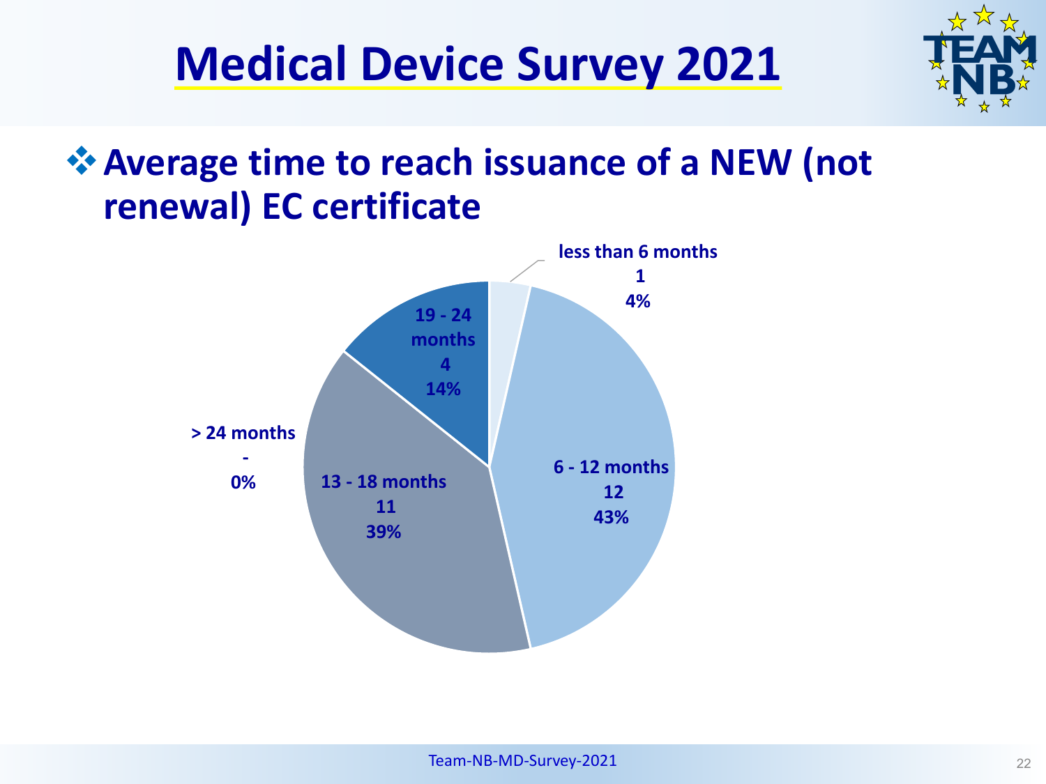# Medical Device Survey 2021

## Average time to reach issuance of a NEW (not renewal) EC certificate

| Time | Count | Percentage |
| --- | --- | --- |
| less than 6 months | 1 | 4% |
| 6 - 12 months | 12 | 43% |
| 13 - 18 months | 11 | 39% |
| 19 - 24 months | 4 | 14% |
| > 24 months | - | 0% |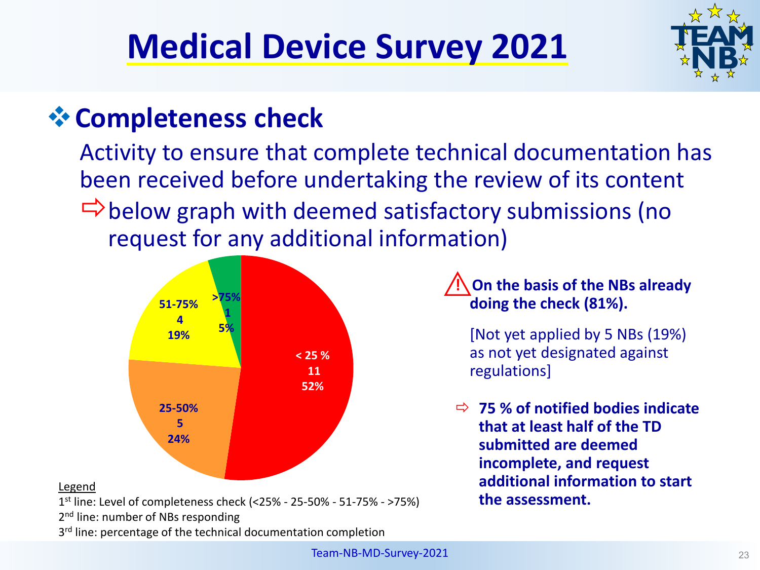# Medical Device Survey 2021

## ❖ Completeness check

Activity to ensure that complete technical documentation has been received before undertaking the review of its content

⇨ below graph with deemed satisfactory submissions (no request for any additional information)

| Level of completeness check | Number of NBs responding | Percentage |
| --- | --- | --- |
| < 25 % | 11 | 52% |
| 25-50% | 5 | 24% |
| 51-75% | 4 | 19% |
| >75% | 1 | 5% |

Legend

1st line: Level of completeness check (<25% - 25-50% - 51-75% - >75%)

2nd line: number of NBs responding

3rd line: percentage of the technical documentation completion

⚠ **On the basis of the NBs already doing the check (81%).**

[Not yet applied by 5 NBs (19%) as not yet designated against regulations]

⇨ **75 % of notified bodies indicate that at least half of the TD submitted are deemed incomplete, and request additional information to start the assessment.**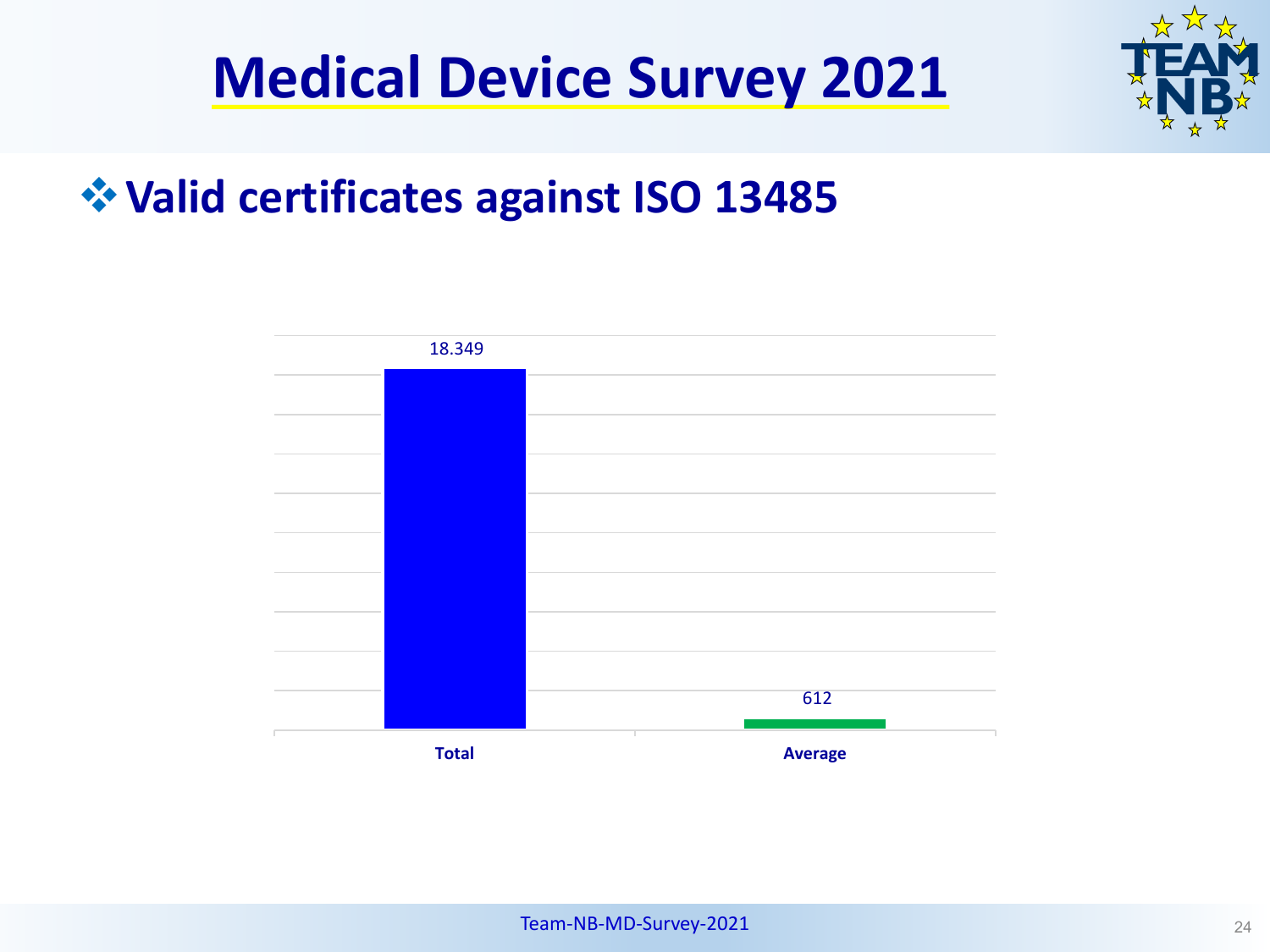# Medical Device Survey 2021

## ❖ Valid certificates against ISO 13485

| | Total | Average |
|---|---|---|
| Valid certificates | 18.349 | 612 |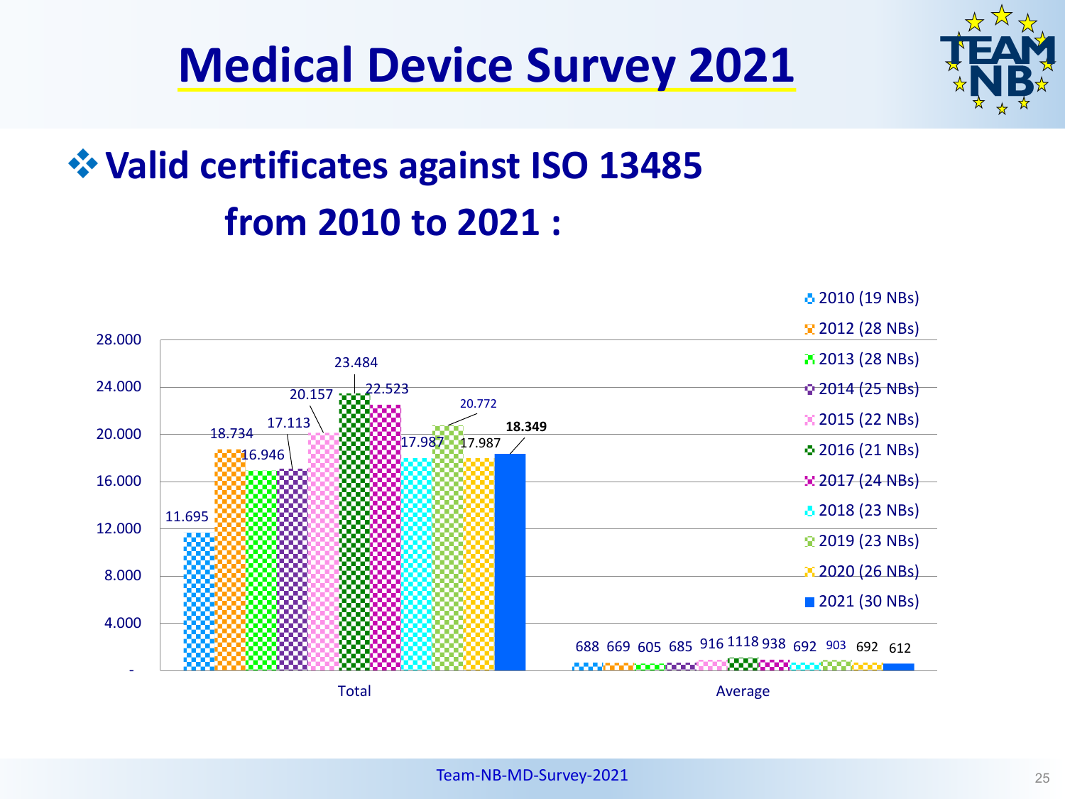# Medical Device Survey 2021

## ❖ Valid certificates against ISO 13485 from 2010 to 2021 :

| Year | Total | Average |
|---|---|---|
| 2010 (19 NBs) | 11.695 | 688 |
| 2012 (28 NBs) | 18.734 | 669 |
| 2013 (28 NBs) | 16.946 | 605 |
| 2014 (25 NBs) | 17.113 | 685 |
| 2015 (22 NBs) | 20.157 | 916 |
| 2016 (21 NBs) | 23.484 | 1118 |
| 2017 (24 NBs) | 22.523 | 938 |
| 2018 (23 NBs) | 17.987 | 692 |
| 2019 (23 NBs) | 20.772 | 903 |
| 2020 (26 NBs) | 17.987 | 692 |
| 2021 (30 NBs) | **18.349** | 612 |

Team-NB-MD-Survey-2021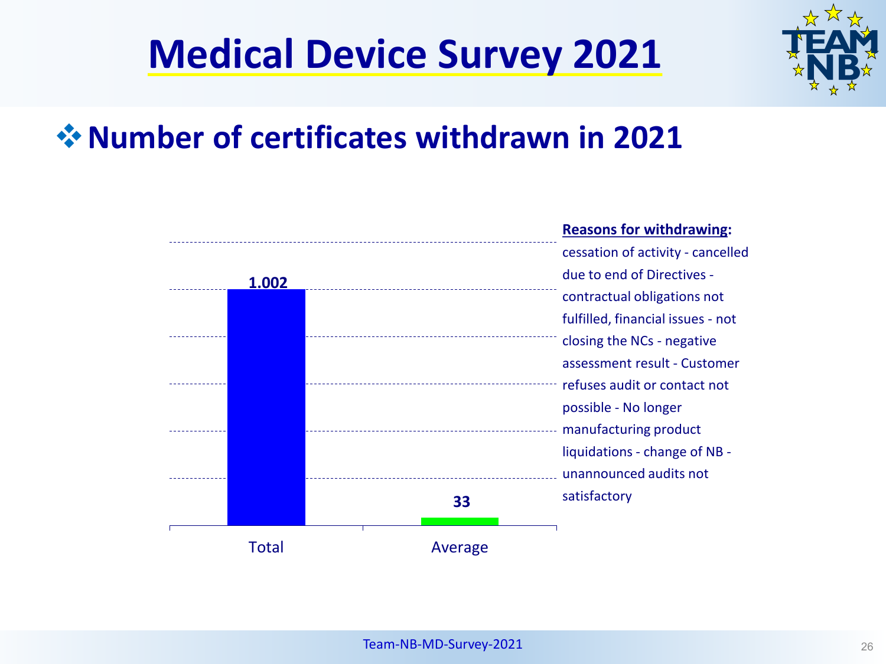# Medical Device Survey 2021

## ❖ Number of certificates withdrawn in 2021

| | Value |
| --- | --- |
| Total | 1.002 |
| Average | 33 |

**Reasons for withdrawing:**
cessation of activity - cancelled due to end of Directives - contractual obligations not fulfilled, financial issues - not closing the NCs - negative assessment result - Customer refuses audit or contact not possible - No longer manufacturing product liquidations - change of NB - unannounced audits not satisfactory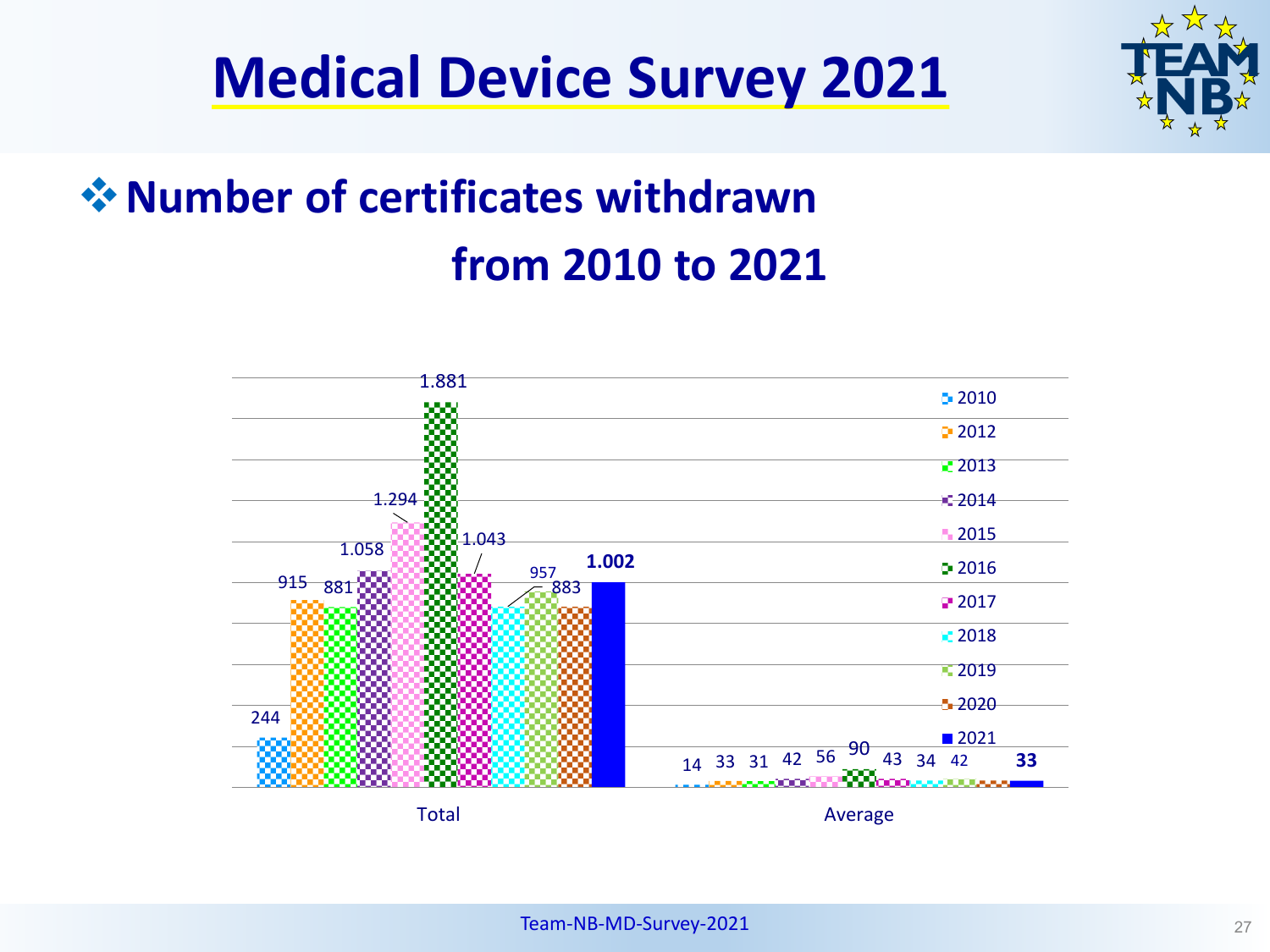# Medical Device Survey 2021

## ❖ Number of certificates withdrawn from 2010 to 2021

| Year | Total | Average |
|---|---|---|
| 2010 | 244 | 14 |
| 2012 | 915 | 33 |
| 2013 | 881 | 31 |
| 2014 | 1.058 | 42 |
| 2015 | 1.294 | 56 |
| 2016 | 1.881 | 90 |
| 2017 | 1.043 | 43 |
| 2018 | 883 | 34 |
| 2019 | 957 | 42 |
| 2020 | 883 | |
| **2021** | **1.002** | **33** |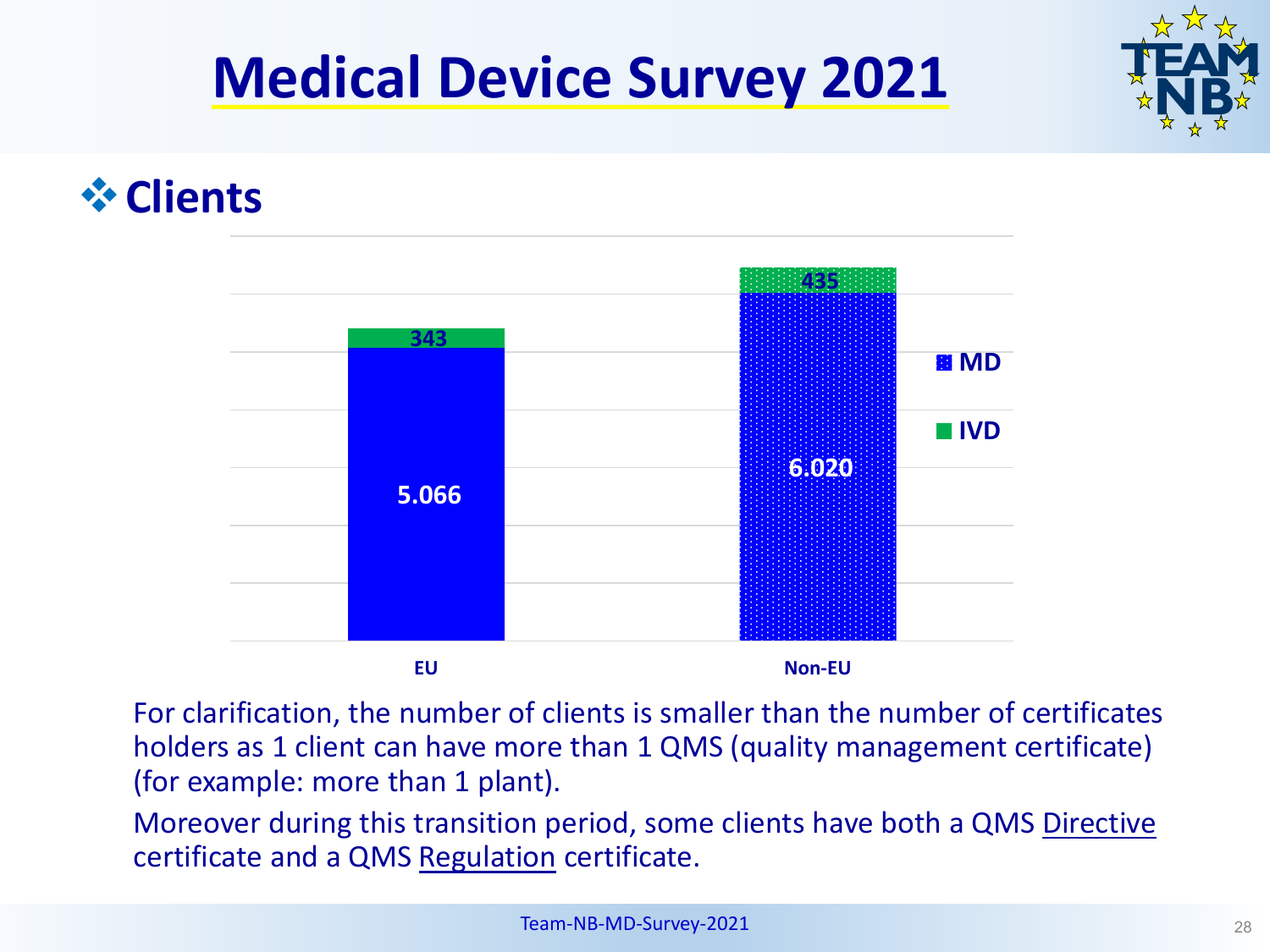# Medical Device Survey 2021

## ❖ Clients

| | MD | IVD |
|---|---|---|
| EU | 5.066 | 343 |
| Non-EU | 6.020 | 435 |

For clarification, the number of clients is smaller than the number of certificates holders as 1 client can have more than 1 QMS (quality management certificate) (for example: more than 1 plant).

Moreover during this transition period, some clients have both a QMS Directive certificate and a QMS Regulation certificate.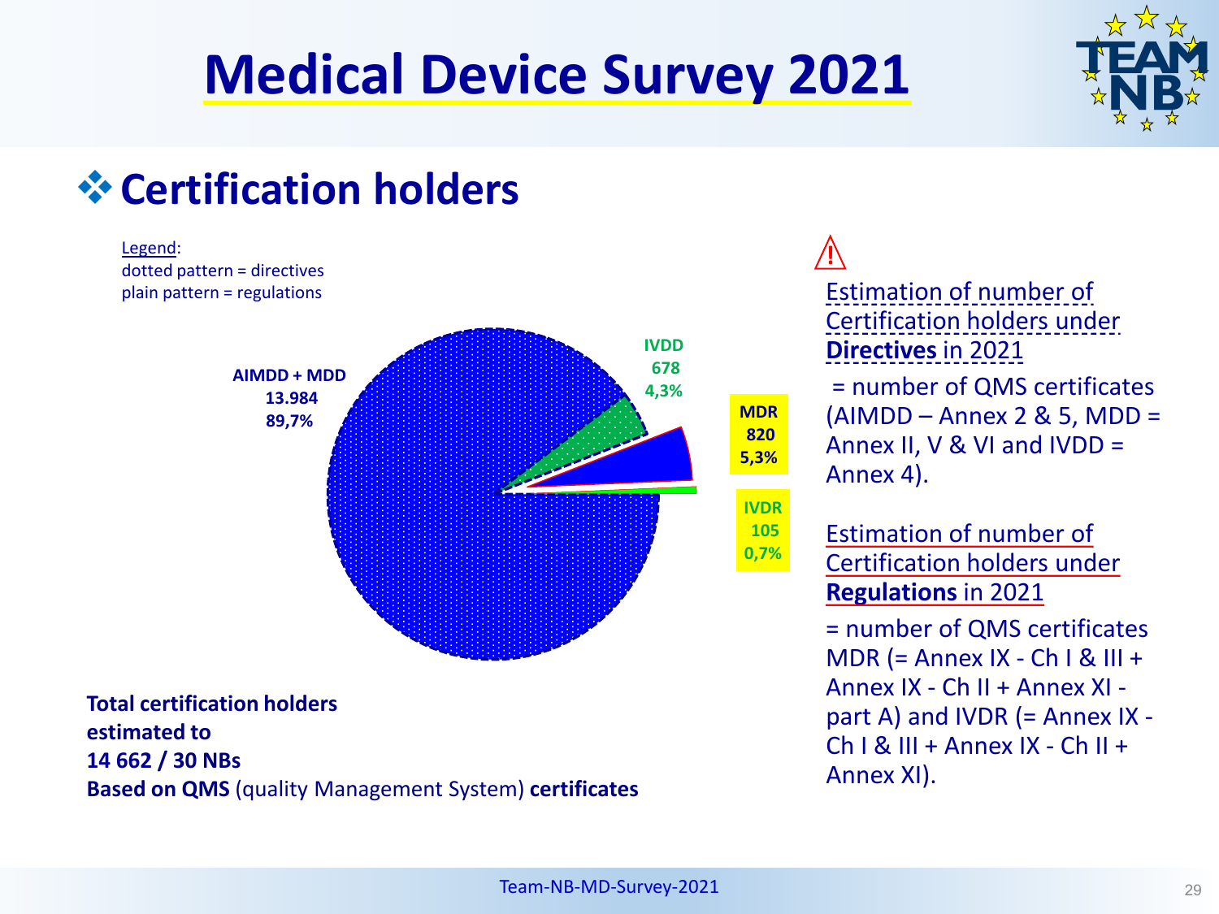# Medical Device Survey 2021

## ❖ Certification holders

Legend:
dotted pattern = directives
plain pattern = regulations

| Category | Number | Share |
|---|---|---|
| AIMDD + MDD | 13.984 | 89,7% |
| IVDD | 678 | 4,3% |
| MDR | 820 | 5,3% |
| IVDR | 105 | 0,7% |

**Total certification holders estimated to 14 662 / 30 NBs**
**Based on QMS** (quality Management System) **certificates**

⚠

Estimation of number of Certification holders under **Directives** in 2021

= number of QMS certificates (AIMDD – Annex 2 & 5, MDD = Annex II, V & VI and IVDD = Annex 4).

Estimation of number of Certification holders under **Regulations** in 2021

= number of QMS certificates MDR (= Annex IX - Ch I & III + Annex IX - Ch II + Annex XI - part A) and IVDR (= Annex IX - Ch I & III + Annex IX - Ch II + Annex XI).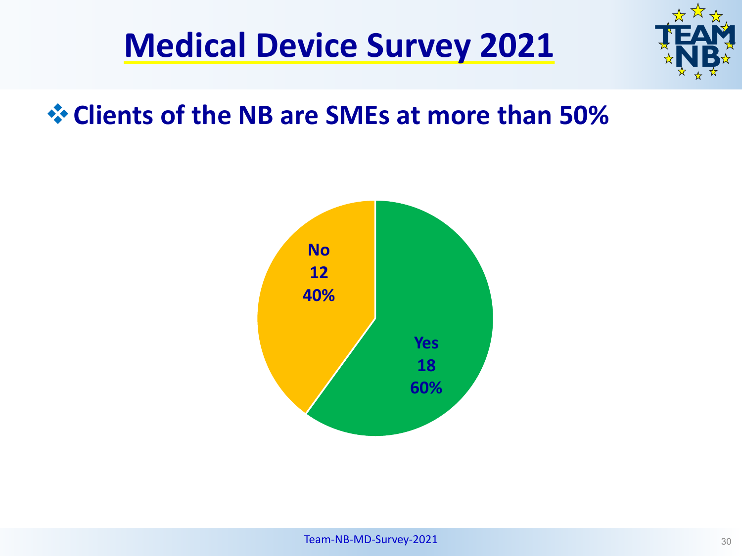# Medical Device Survey 2021

- **Clients of the NB are SMEs at more than 50%**

No
12
40%

Yes
18
60%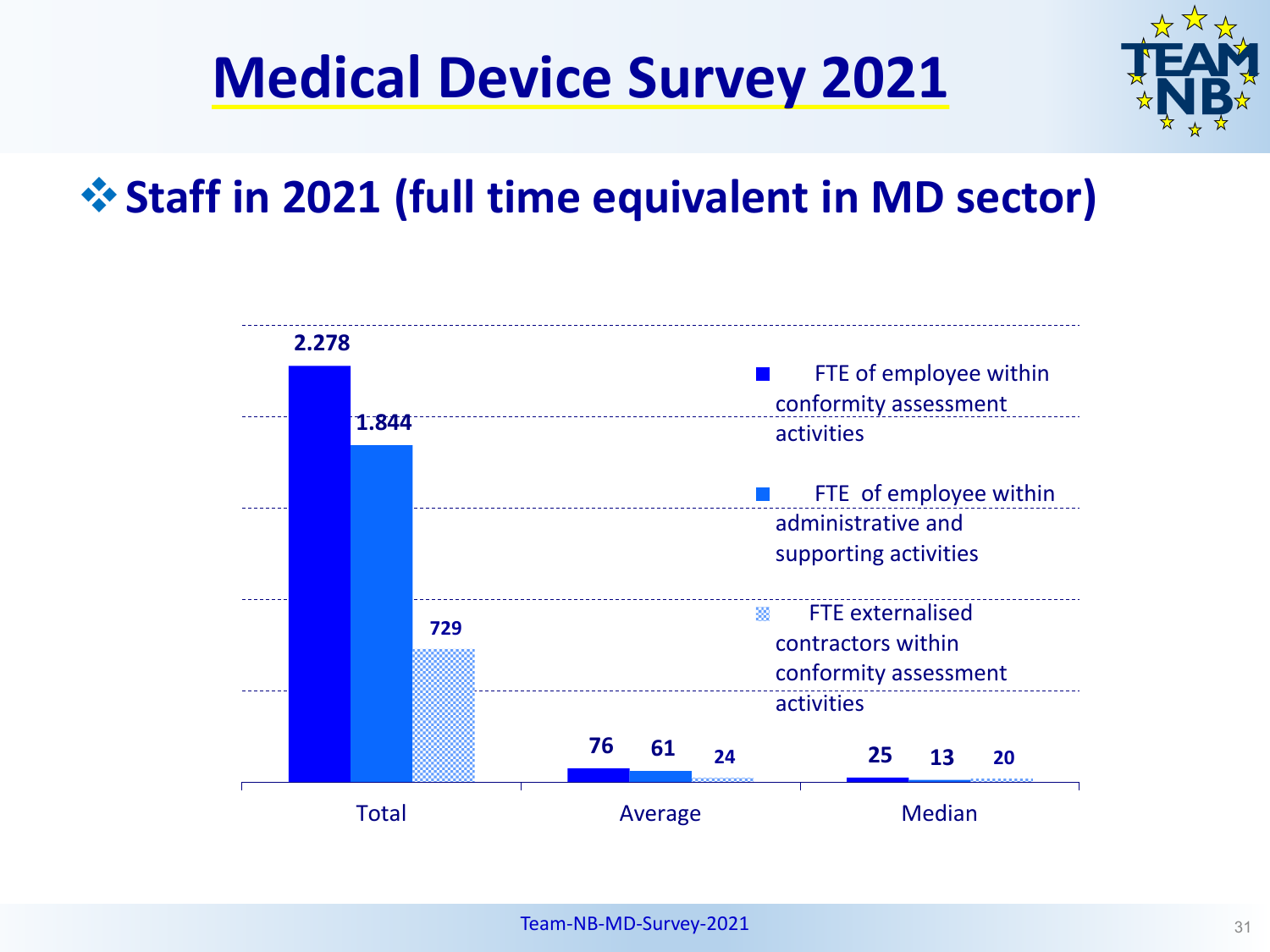# Medical Device Survey 2021

## ❖ Staff in 2021 (full time equivalent in MD sector)

| | FTE of employee within conformity assessment activities | FTE of employee within administrative and supporting activities | FTE externalised contractors within conformity assessment activities |
|---|---|---|---|
| Total | 2.278 | 1.844 | 729 |
| Average | 76 | 61 | 24 |
| Median | 25 | 13 | 20 |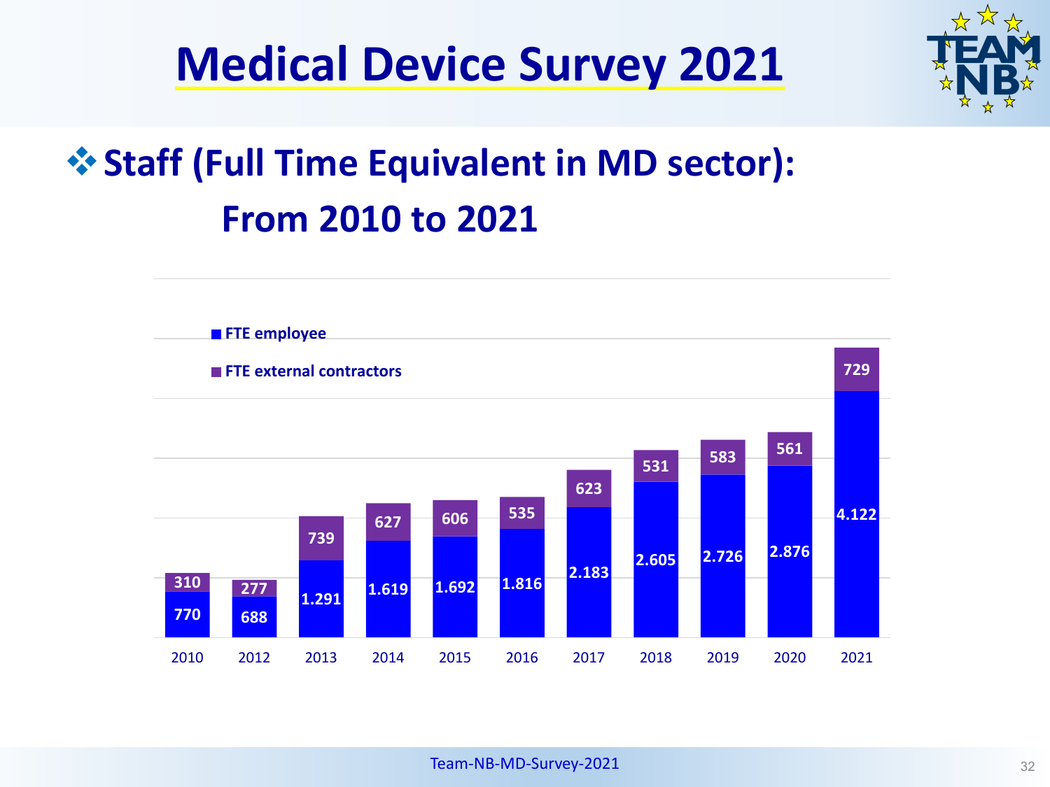# Medical Device Survey 2021

## Staff (Full Time Equivalent in MD sector): From 2010 to 2021

| Year | FTE employee | FTE external contractors |
|---|---|---|
| 2010 | 770 | 310 |
| 2012 | 688 | 277 |
| 2013 | 1.291 | 739 |
| 2014 | 1.619 | 627 |
| 2015 | 1.692 | 606 |
| 2016 | 1.816 | 535 |
| 2017 | 2.183 | 623 |
| 2018 | 2.605 | 531 |
| 2019 | 2.726 | 583 |
| 2020 | 2.876 | 561 |
| 2021 | 4.122 | 729 |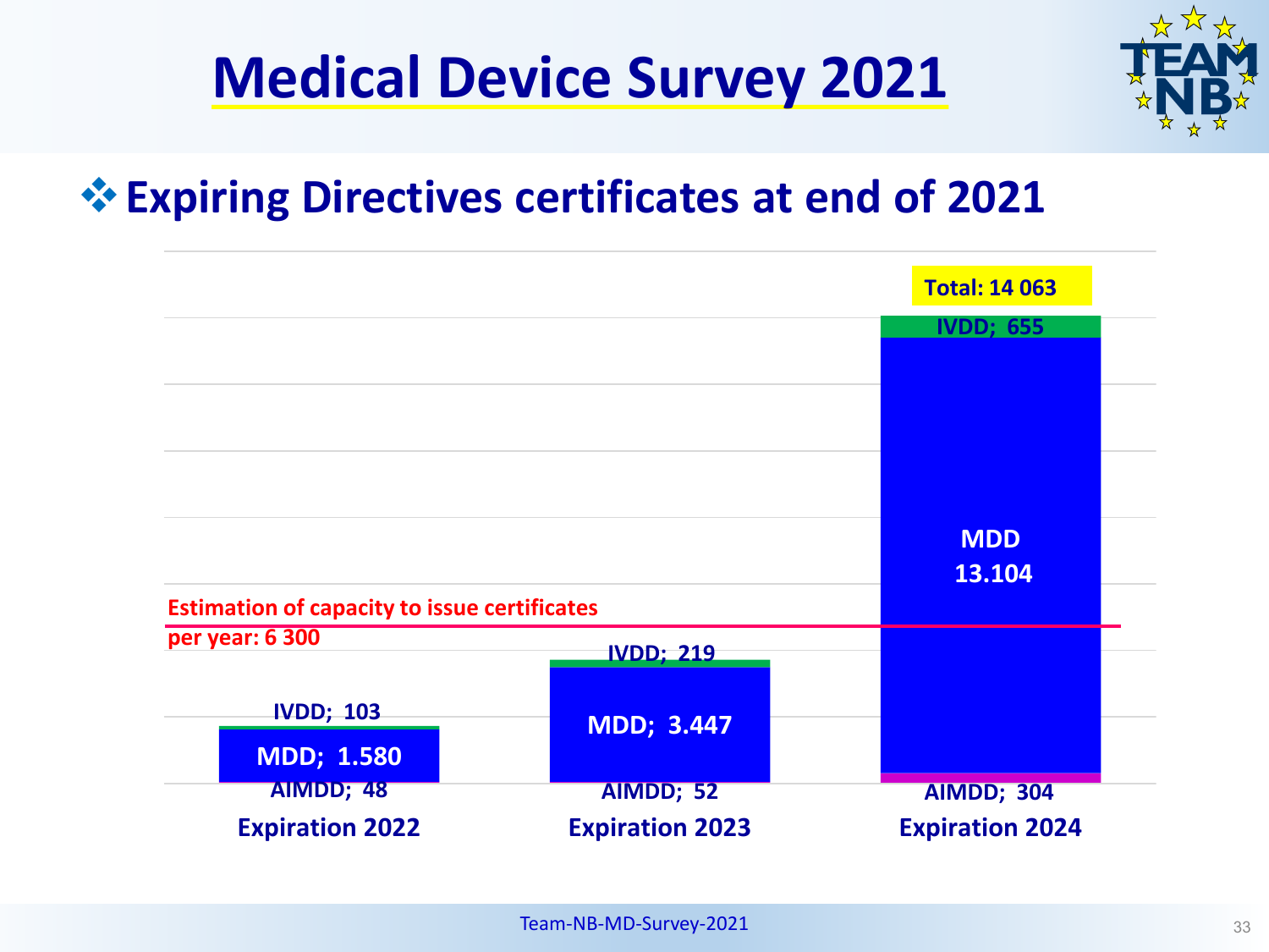# Medical Device Survey 2021

## ❖ Expiring Directives certificates at end of 2021

| | Expiration 2022 | Expiration 2023 | Expiration 2024 |
|---|---|---|---|
| IVDD | 103 | 219 | 655 |
| MDD | 1.580 | 3.447 | 13.104 |
| AIMDD | 48 | 52 | 304 |

Total: 14 063

Estimation of capacity to issue certificates per year: 6 300

Team-NB-MD-Survey-2021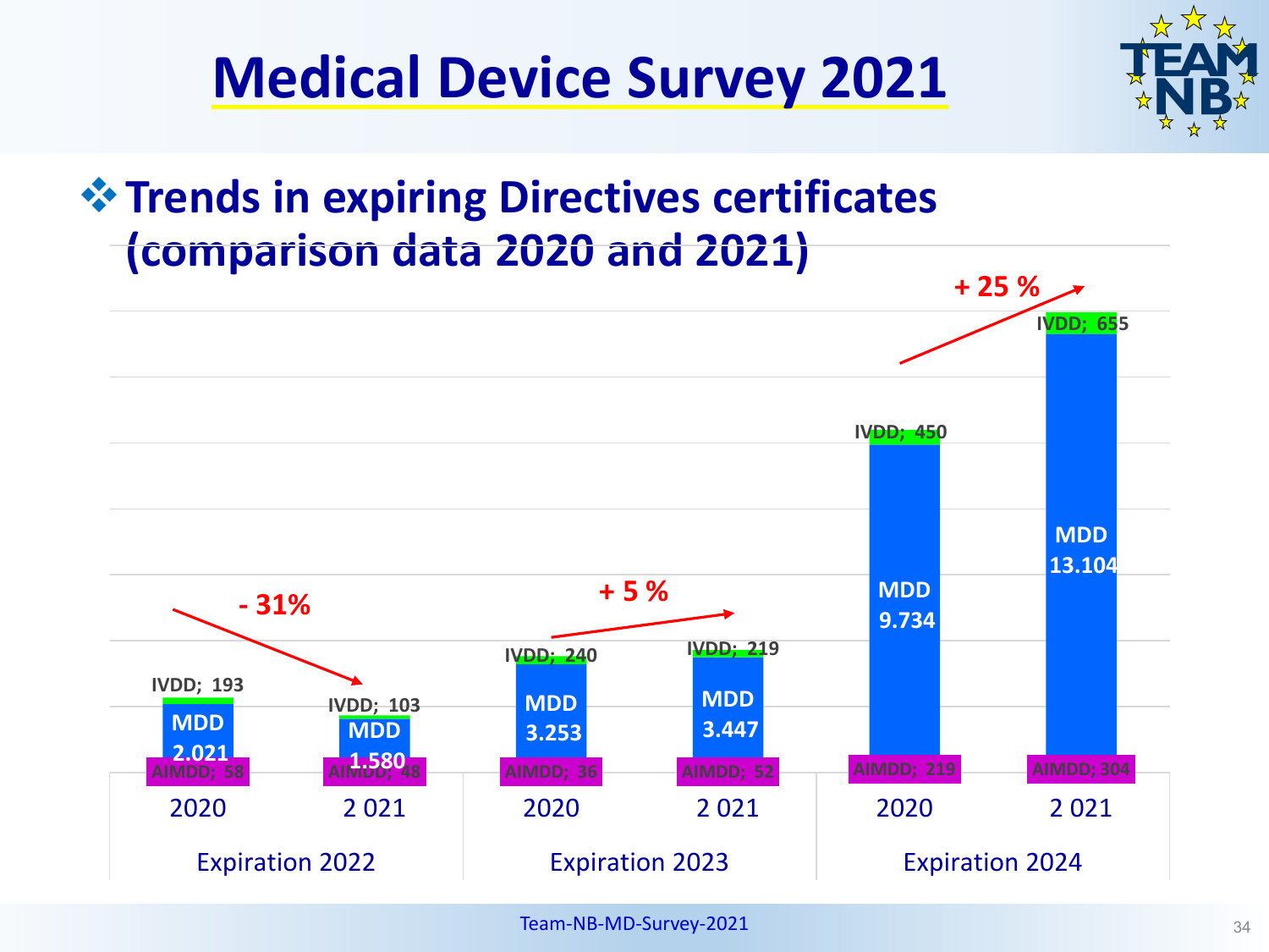# Medical Device Survey 2021

## ❖ Trends in expiring Directives certificates (comparison data 2020 and 2021)

| Expiration | Year | AIMDD | MDD | IVDD |
| --- | --- | --- | --- | --- |
| Expiration 2022 | 2020 | 58 | 2.021 | 193 |
| | 2 021 | 48 | 1.580 | 103 |
| Expiration 2023 | 2020 | 36 | 3.253 | 240 |
| | 2 021 | 52 | 3.447 | 219 |
| Expiration 2024 | 2020 | 219 | 9.734 | 450 |
| | 2 021 | 304 | 13.104 | 655 |

Trends: Expiration 2022: - 31%; Expiration 2023: + 5 %; Expiration 2024: + 25 %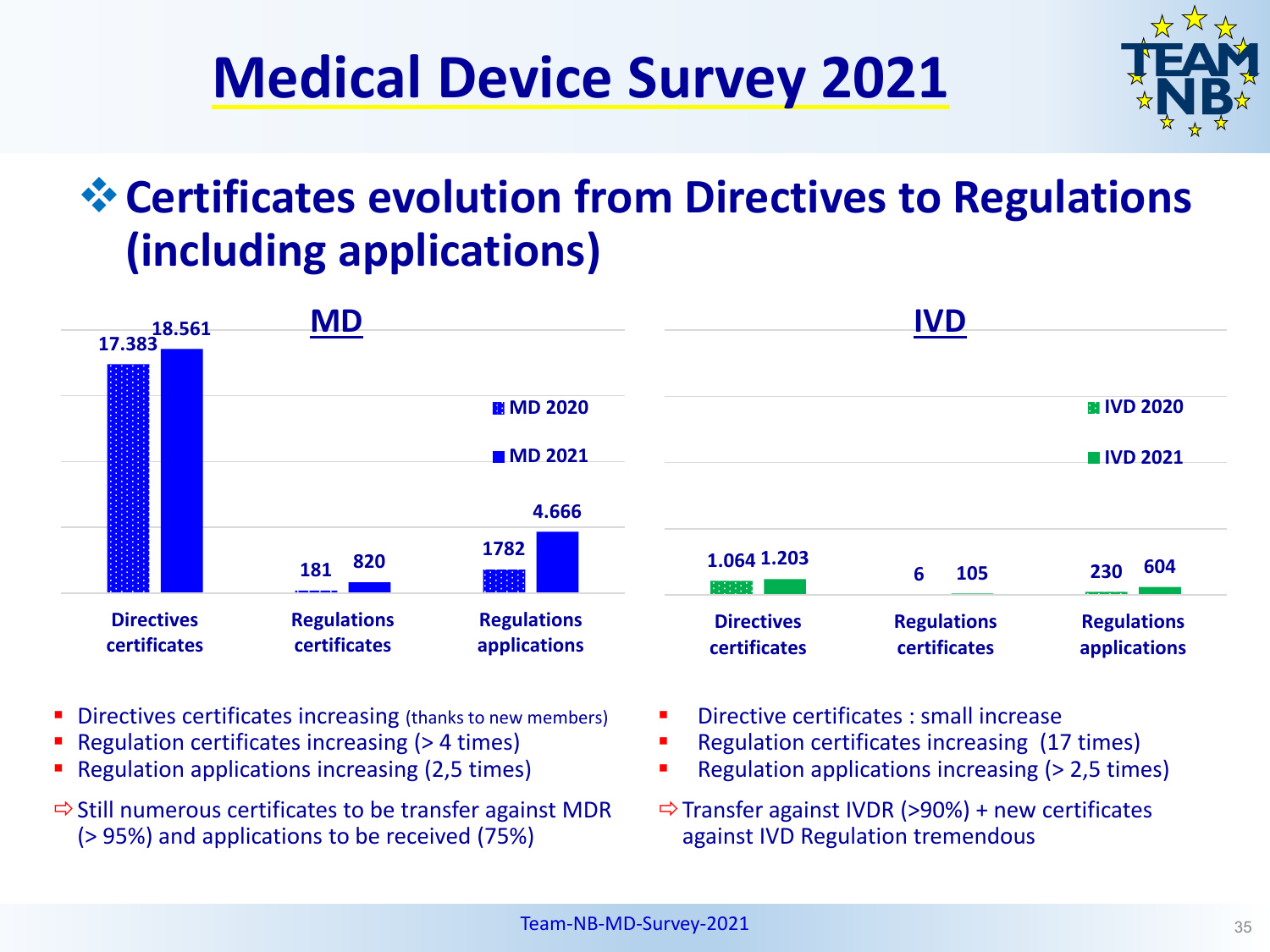# Medical Device Survey 2021

## ❖ Certificates evolution from Directives to Regulations (including applications)

### MD

| | MD 2020 | MD 2021 |
|---|---|---|
| Directives certificates | 17.383 | 18.561 |
| Regulations certificates | 181 | 820 |
| Regulations applications | 1782 | 4.666 |

- Directives certificates increasing (thanks to new members)
- Regulation certificates increasing (> 4 times)
- Regulation applications increasing (2,5 times)

⇨ Still numerous certificates to be transfer against MDR (> 95%) and applications to be received (75%)

### IVD

| | IVD 2020 | IVD 2021 |
|---|---|---|
| Directives certificates | 1.064 | 1.203 |
| Regulations certificates | 6 | 105 |
| Regulations applications | 230 | 604 |

- Directive certificates : small increase
- Regulation certificates increasing (17 times)
- Regulation applications increasing (> 2,5 times)

⇨ Transfer against IVDR (>90%) + new certificates against IVD Regulation tremendous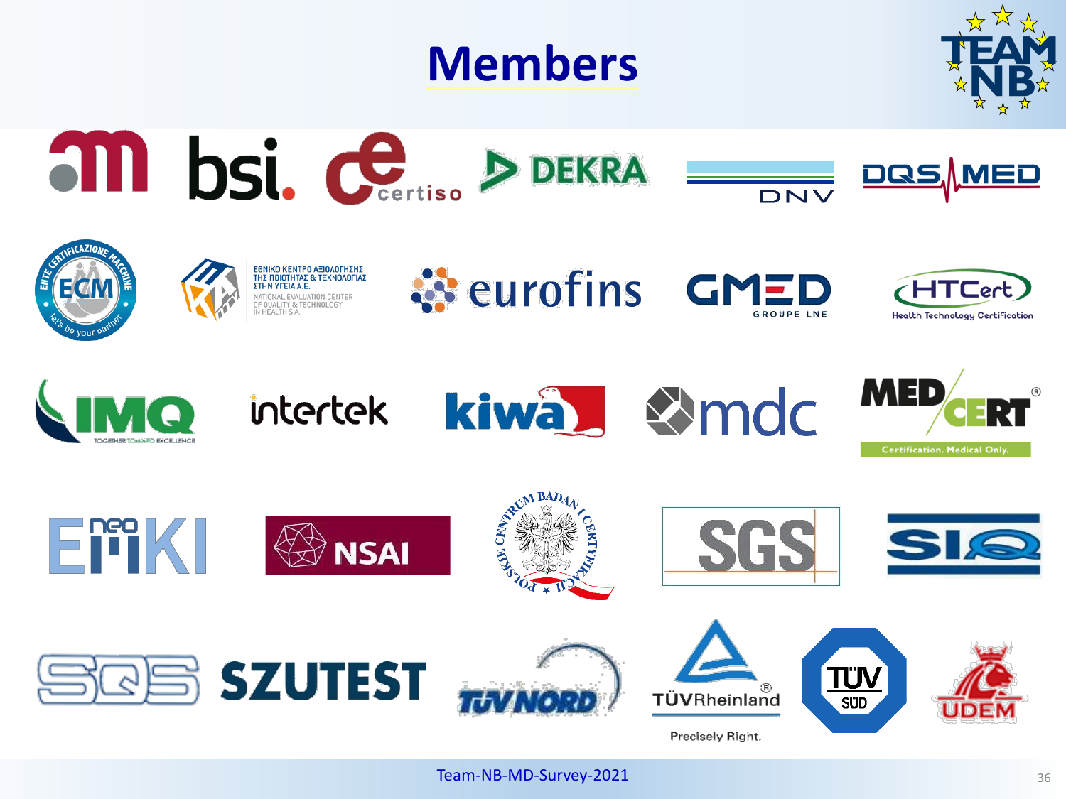# Members

am

bsi.

certiso

DEKRA

DNV

DQS MED

ECM

ΕΘΝΙΚΟ ΚΕΝΤΡΟ ΑΞΙΟΛΟΓΗΣΗΣ ΤΗΣ ΠΟΙΟΤΗΤΑΣ & ΤΕΧΝΟΛΟΓΙΑΣ ΣΤΗΝ ΥΓΕΙΑ Α.Ε.
NATIONAL EVALUATION CENTER OF QUALITY & TECHNOLOGY IN HEALTH S.A.

eurofins

GMED GROUPE LNE

HTCert Health Technology Certification

IMQ TOGETHER TOWARD EXCELLENCE

intertek

kiwa

mdc

MEDCERT Certification. Medical Only.

neoEKI

NSAI

Polskie Centrum Badań i Certyfikacji

SGS

SIQ

SQS

SZUTEST

TÜV NORD

TÜVRheinland Precisely Right.

TÜV SÜD

UDEM